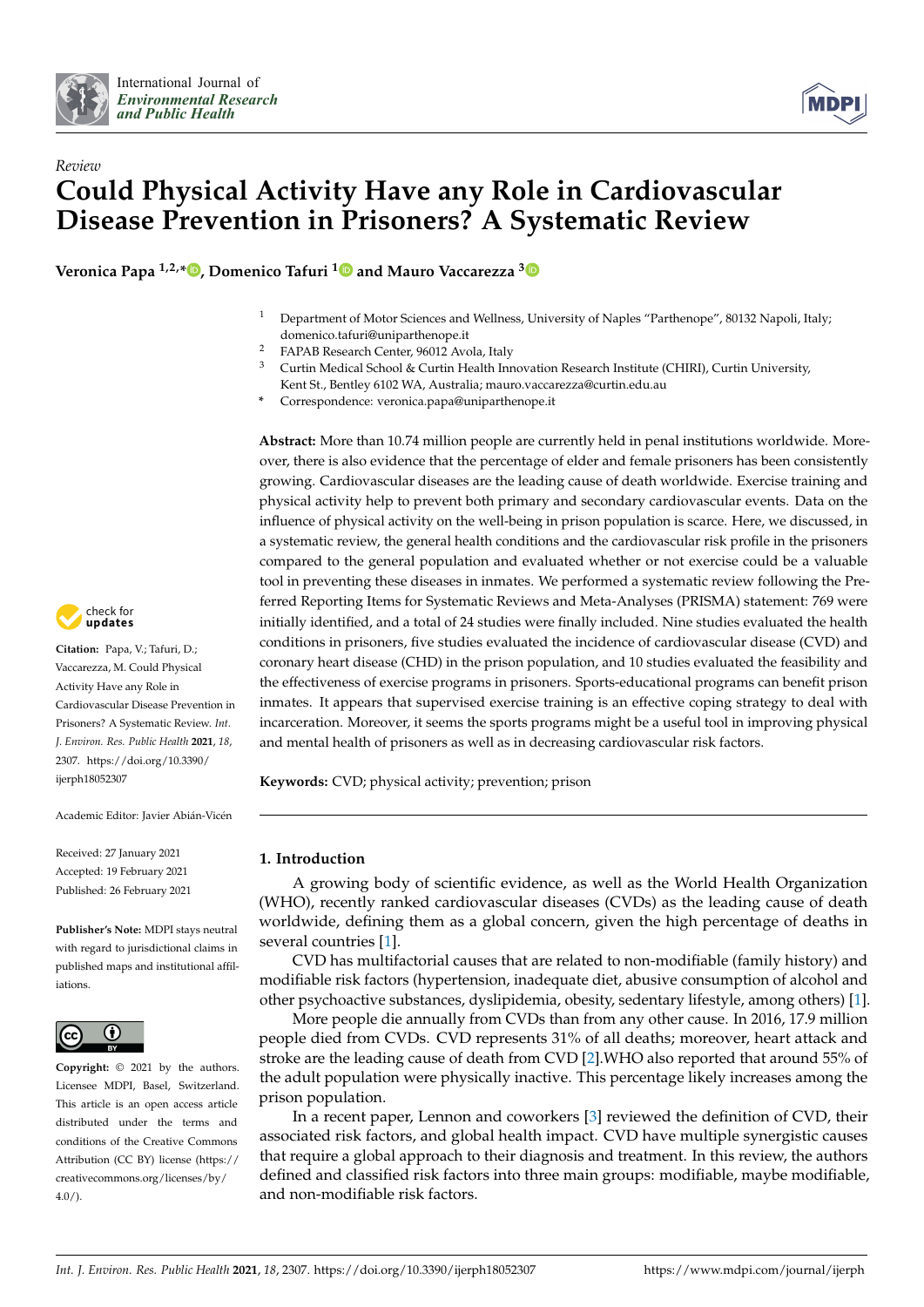*Review*

# Could Physical Activity Have any Role in Cardiovascular Disease Prevention in Prisoners? A Systematic Review

**Veronica Papa [1,2,*], Domenico Tafuri [1] and Mauro Vaccarezza [3]**

[1] Department of Motor Sciences and Wellness, University of Naples "Parthenope", 80132 Napoli, Italy; domenico.tafuri@uniparthenope.it

[2] FAPAB Research Center, 96012 Avola, Italy

[3] Curtin Medical School & Curtin Health Innovation Research Institute (CHIRI), Curtin University, Kent St., Bentley 6102 WA, Australia; mauro.vaccarezza@curtin.edu.au

\* Correspondence: veronica.papa@uniparthenope.it

**Citation:** Papa, V.; Tafuri, D.; Vaccarezza, M. Could Physical Activity Have any Role in Cardiovascular Disease Prevention in Prisoners? A Systematic Review. *Int. J. Environ. Res. Public Health* **2021**, *18*, 2307. https://doi.org/10.3390/ijerph18052307

Academic Editor: Javier Abián-Vicén

Received: 27 January 2021
Accepted: 19 February 2021
Published: 26 February 2021

**Publisher's Note:** MDPI stays neutral with regard to jurisdictional claims in published maps and institutional affiliations.

**Copyright:** © 2021 by the authors. Licensee MDPI, Basel, Switzerland. This article is an open access article distributed under the terms and conditions of the Creative Commons Attribution (CC BY) license (https://creativecommons.org/licenses/by/4.0/).

**Abstract:** More than 10.74 million people are currently held in penal institutions worldwide. Moreover, there is also evidence that the percentage of elder and female prisoners has been consistently growing. Cardiovascular diseases are the leading cause of death worldwide. Exercise training and physical activity help to prevent both primary and secondary cardiovascular events. Data on the influence of physical activity on the well-being in prison population is scarce. Here, we discussed, in a systematic review, the general health conditions and the cardiovascular risk profile in the prisoners compared to the general population and evaluated whether or not exercise could be a valuable tool in preventing these diseases in inmates. We performed a systematic review following the Preferred Reporting Items for Systematic Reviews and Meta-Analyses (PRISMA) statement: 769 were initially identified, and a total of 24 studies were finally included. Nine studies evaluated the health conditions in prisoners, five studies evaluated the incidence of cardiovascular disease (CVD) and coronary heart disease (CHD) in the prison population, and 10 studies evaluated the feasibility and the effectiveness of exercise programs in prisoners. Sports-educational programs can benefit prison inmates. It appears that supervised exercise training is an effective coping strategy to deal with incarceration. Moreover, it seems the sports programs might be a useful tool in improving physical and mental health of prisoners as well as in decreasing cardiovascular risk factors.

**Keywords:** CVD; physical activity; prevention; prison

## 1. Introduction

A growing body of scientific evidence, as well as the World Health Organization (WHO), recently ranked cardiovascular diseases (CVDs) as the leading cause of death worldwide, defining them as a global concern, given the high percentage of deaths in several countries [1].

CVD has multifactorial causes that are related to non-modifiable (family history) and modifiable risk factors (hypertension, inadequate diet, abusive consumption of alcohol and other psychoactive substances, dyslipidemia, obesity, sedentary lifestyle, among others) [1].

More people die annually from CVDs than from any other cause. In 2016, 17.9 million people died from CVDs. CVD represents 31% of all deaths; moreover, heart attack and stroke are the leading cause of death from CVD [2].WHO also reported that around 55% of the adult population were physically inactive. This percentage likely increases among the prison population.

In a recent paper, Lennon and coworkers [3] reviewed the definition of CVD, their associated risk factors, and global health impact. CVD have multiple synergistic causes that require a global approach to their diagnosis and treatment. In this review, the authors defined and classified risk factors into three main groups: modifiable, maybe modifiable, and non-modifiable risk factors.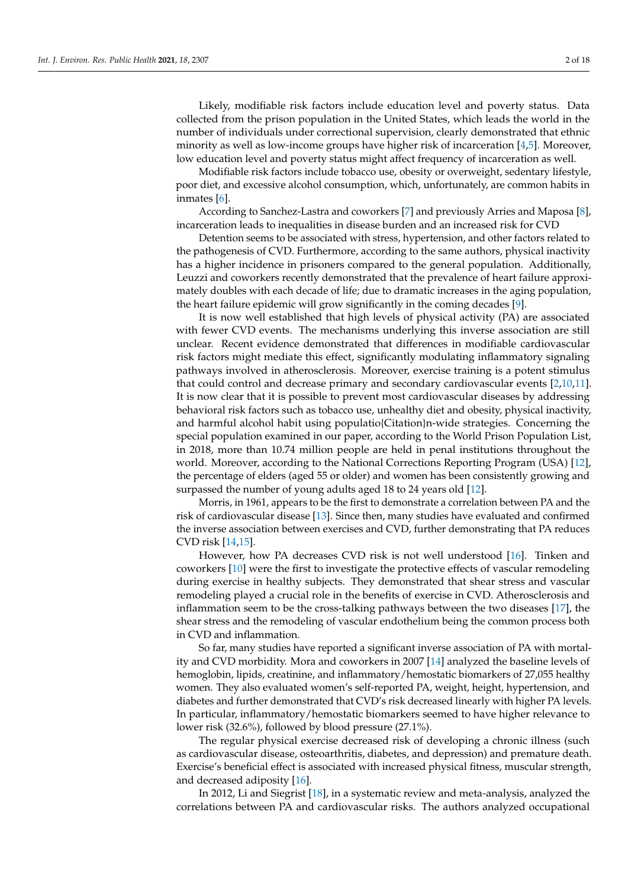Likely, modifiable risk factors include education level and poverty status. Data collected from the prison population in the United States, which leads the world in the number of individuals under correctional supervision, clearly demonstrated that ethnic minority as well as low-income groups have higher risk of incarceration [4,5]. Moreover, low education level and poverty status might affect frequency of incarceration as well.

Modifiable risk factors include tobacco use, obesity or overweight, sedentary lifestyle, poor diet, and excessive alcohol consumption, which, unfortunately, are common habits in inmates [6].

According to Sanchez-Lastra and coworkers [7] and previously Arries and Maposa [8], incarceration leads to inequalities in disease burden and an increased risk for CVD

Detention seems to be associated with stress, hypertension, and other factors related to the pathogenesis of CVD. Furthermore, according to the same authors, physical inactivity has a higher incidence in prisoners compared to the general population. Additionally, Leuzzi and coworkers recently demonstrated that the prevalence of heart failure approximately doubles with each decade of life; due to dramatic increases in the aging population, the heart failure epidemic will grow significantly in the coming decades [9].

It is now well established that high levels of physical activity (PA) are associated with fewer CVD events. The mechanisms underlying this inverse association are still unclear. Recent evidence demonstrated that differences in modifiable cardiovascular risk factors might mediate this effect, significantly modulating inflammatory signaling pathways involved in atherosclerosis. Moreover, exercise training is a potent stimulus that could control and decrease primary and secondary cardiovascular events [2,10,11]. It is now clear that it is possible to prevent most cardiovascular diseases by addressing behavioral risk factors such as tobacco use, unhealthy diet and obesity, physical inactivity, and harmful alcohol habit using populatio{Citation}n-wide strategies. Concerning the special population examined in our paper, according to the World Prison Population List, in 2018, more than 10.74 million people are held in penal institutions throughout the world. Moreover, according to the National Corrections Reporting Program (USA) [12], the percentage of elders (aged 55 or older) and women has been consistently growing and surpassed the number of young adults aged 18 to 24 years old [12].

Morris, in 1961, appears to be the first to demonstrate a correlation between PA and the risk of cardiovascular disease [13]. Since then, many studies have evaluated and confirmed the inverse association between exercises and CVD, further demonstrating that PA reduces CVD risk [14,15].

However, how PA decreases CVD risk is not well understood [16]. Tinken and coworkers [10] were the first to investigate the protective effects of vascular remodeling during exercise in healthy subjects. They demonstrated that shear stress and vascular remodeling played a crucial role in the benefits of exercise in CVD. Atherosclerosis and inflammation seem to be the cross-talking pathways between the two diseases [17], the shear stress and the remodeling of vascular endothelium being the common process both in CVD and inflammation.

So far, many studies have reported a significant inverse association of PA with mortality and CVD morbidity. Mora and coworkers in 2007 [14] analyzed the baseline levels of hemoglobin, lipids, creatinine, and inflammatory/hemostatic biomarkers of 27,055 healthy women. They also evaluated women's self-reported PA, weight, height, hypertension, and diabetes and further demonstrated that CVD's risk decreased linearly with higher PA levels. In particular, inflammatory/hemostatic biomarkers seemed to have higher relevance to lower risk (32.6%), followed by blood pressure (27.1%).

The regular physical exercise decreased risk of developing a chronic illness (such as cardiovascular disease, osteoarthritis, diabetes, and depression) and premature death. Exercise's beneficial effect is associated with increased physical fitness, muscular strength, and decreased adiposity [16].

In 2012, Li and Siegrist [18], in a systematic review and meta-analysis, analyzed the correlations between PA and cardiovascular risks. The authors analyzed occupational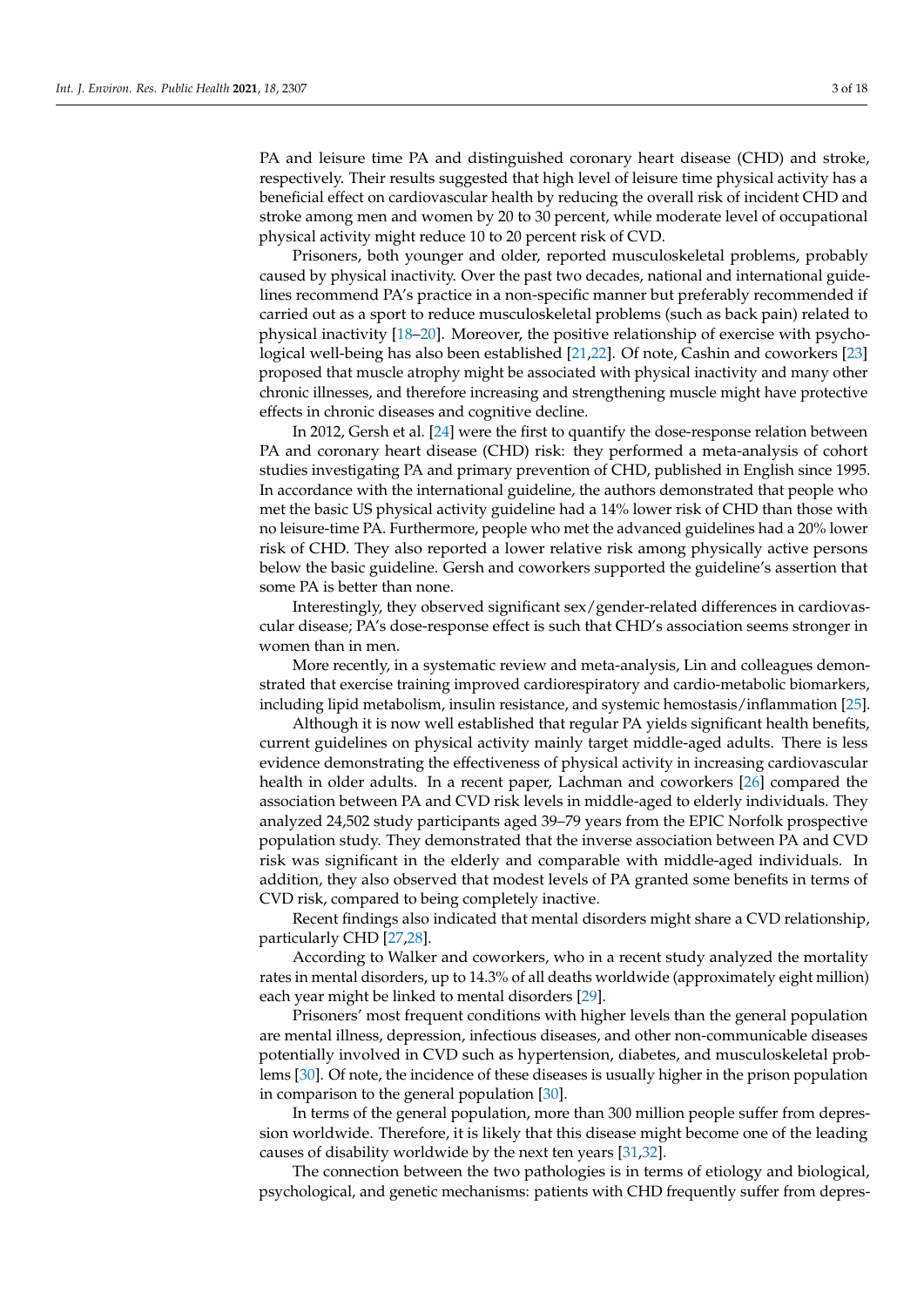PA and leisure time PA and distinguished coronary heart disease (CHD) and stroke, respectively. Their results suggested that high level of leisure time physical activity has a beneficial effect on cardiovascular health by reducing the overall risk of incident CHD and stroke among men and women by 20 to 30 percent, while moderate level of occupational physical activity might reduce 10 to 20 percent risk of CVD.

Prisoners, both younger and older, reported musculoskeletal problems, probably caused by physical inactivity. Over the past two decades, national and international guidelines recommend PA's practice in a non-specific manner but preferably recommended if carried out as a sport to reduce musculoskeletal problems (such as back pain) related to physical inactivity [18–20]. Moreover, the positive relationship of exercise with psychological well-being has also been established [21,22]. Of note, Cashin and coworkers [23] proposed that muscle atrophy might be associated with physical inactivity and many other chronic illnesses, and therefore increasing and strengthening muscle might have protective effects in chronic diseases and cognitive decline.

In 2012, Gersh et al. [24] were the first to quantify the dose-response relation between PA and coronary heart disease (CHD) risk: they performed a meta-analysis of cohort studies investigating PA and primary prevention of CHD, published in English since 1995. In accordance with the international guideline, the authors demonstrated that people who met the basic US physical activity guideline had a 14% lower risk of CHD than those with no leisure-time PA. Furthermore, people who met the advanced guidelines had a 20% lower risk of CHD. They also reported a lower relative risk among physically active persons below the basic guideline. Gersh and coworkers supported the guideline's assertion that some PA is better than none.

Interestingly, they observed significant sex/gender-related differences in cardiovascular disease; PA's dose-response effect is such that CHD's association seems stronger in women than in men.

More recently, in a systematic review and meta-analysis, Lin and colleagues demonstrated that exercise training improved cardiorespiratory and cardio-metabolic biomarkers, including lipid metabolism, insulin resistance, and systemic hemostasis/inflammation [25].

Although it is now well established that regular PA yields significant health benefits, current guidelines on physical activity mainly target middle-aged adults. There is less evidence demonstrating the effectiveness of physical activity in increasing cardiovascular health in older adults. In a recent paper, Lachman and coworkers [26] compared the association between PA and CVD risk levels in middle-aged to elderly individuals. They analyzed 24,502 study participants aged 39–79 years from the EPIC Norfolk prospective population study. They demonstrated that the inverse association between PA and CVD risk was significant in the elderly and comparable with middle-aged individuals. In addition, they also observed that modest levels of PA granted some benefits in terms of CVD risk, compared to being completely inactive.

Recent findings also indicated that mental disorders might share a CVD relationship, particularly CHD [27,28].

According to Walker and coworkers, who in a recent study analyzed the mortality rates in mental disorders, up to 14.3% of all deaths worldwide (approximately eight million) each year might be linked to mental disorders [29].

Prisoners' most frequent conditions with higher levels than the general population are mental illness, depression, infectious diseases, and other non-communicable diseases potentially involved in CVD such as hypertension, diabetes, and musculoskeletal problems [30]. Of note, the incidence of these diseases is usually higher in the prison population in comparison to the general population [30].

In terms of the general population, more than 300 million people suffer from depression worldwide. Therefore, it is likely that this disease might become one of the leading causes of disability worldwide by the next ten years [31,32].

The connection between the two pathologies is in terms of etiology and biological, psychological, and genetic mechanisms: patients with CHD frequently suffer from depres-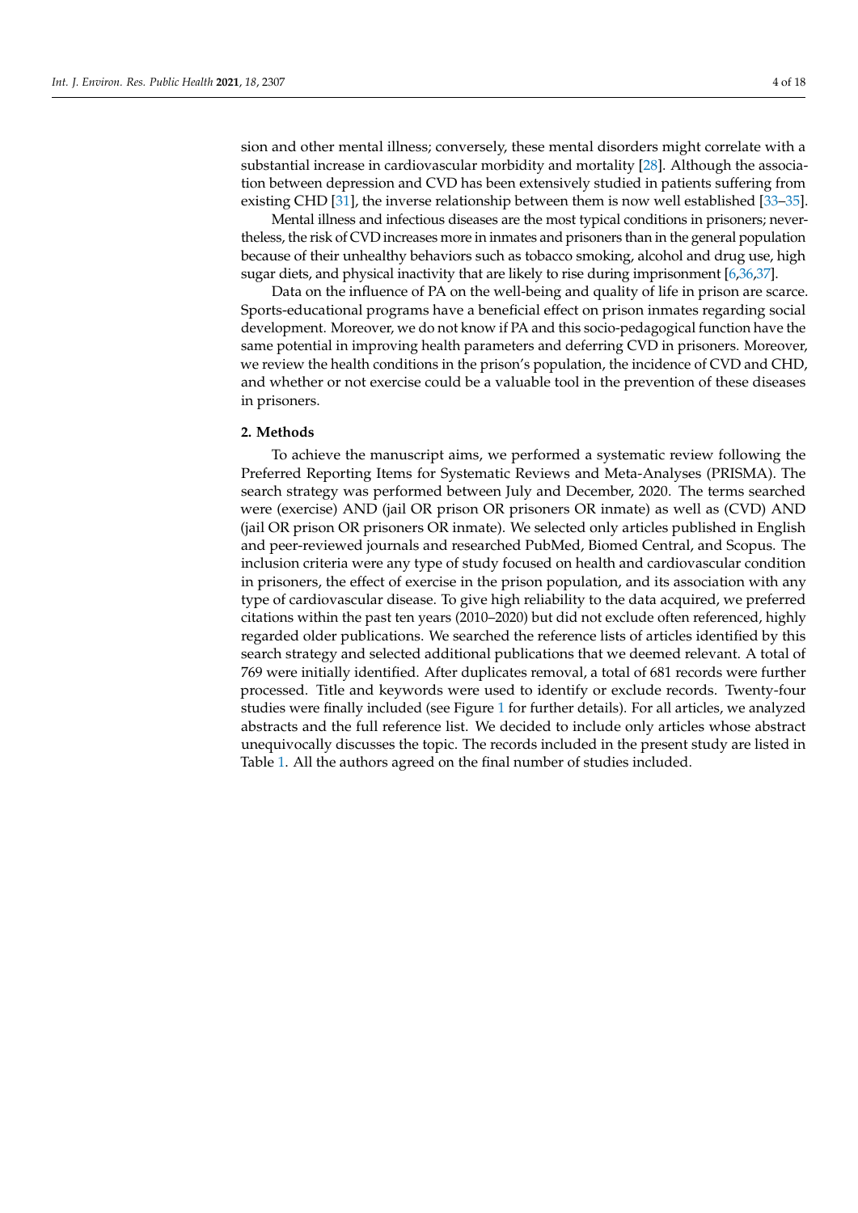sion and other mental illness; conversely, these mental disorders might correlate with a substantial increase in cardiovascular morbidity and mortality [28]. Although the association between depression and CVD has been extensively studied in patients suffering from existing CHD [31], the inverse relationship between them is now well established [33–35].

Mental illness and infectious diseases are the most typical conditions in prisoners; nevertheless, the risk of CVD increases more in inmates and prisoners than in the general population because of their unhealthy behaviors such as tobacco smoking, alcohol and drug use, high sugar diets, and physical inactivity that are likely to rise during imprisonment [6,36,37].

Data on the influence of PA on the well-being and quality of life in prison are scarce. Sports-educational programs have a beneficial effect on prison inmates regarding social development. Moreover, we do not know if PA and this socio-pedagogical function have the same potential in improving health parameters and deferring CVD in prisoners. Moreover, we review the health conditions in the prison's population, the incidence of CVD and CHD, and whether or not exercise could be a valuable tool in the prevention of these diseases in prisoners.

## 2. Methods

To achieve the manuscript aims, we performed a systematic review following the Preferred Reporting Items for Systematic Reviews and Meta-Analyses (PRISMA). The search strategy was performed between July and December, 2020. The terms searched were (exercise) AND (jail OR prison OR prisoners OR inmate) as well as (CVD) AND (jail OR prison OR prisoners OR inmate). We selected only articles published in English and peer-reviewed journals and researched PubMed, Biomed Central, and Scopus. The inclusion criteria were any type of study focused on health and cardiovascular condition in prisoners, the effect of exercise in the prison population, and its association with any type of cardiovascular disease. To give high reliability to the data acquired, we preferred citations within the past ten years (2010–2020) but did not exclude often referenced, highly regarded older publications. We searched the reference lists of articles identified by this search strategy and selected additional publications that we deemed relevant. A total of 769 were initially identified. After duplicates removal, a total of 681 records were further processed. Title and keywords were used to identify or exclude records. Twenty-four studies were finally included (see Figure 1 for further details). For all articles, we analyzed abstracts and the full reference list. We decided to include only articles whose abstract unequivocally discusses the topic. The records included in the present study are listed in Table 1. All the authors agreed on the final number of studies included.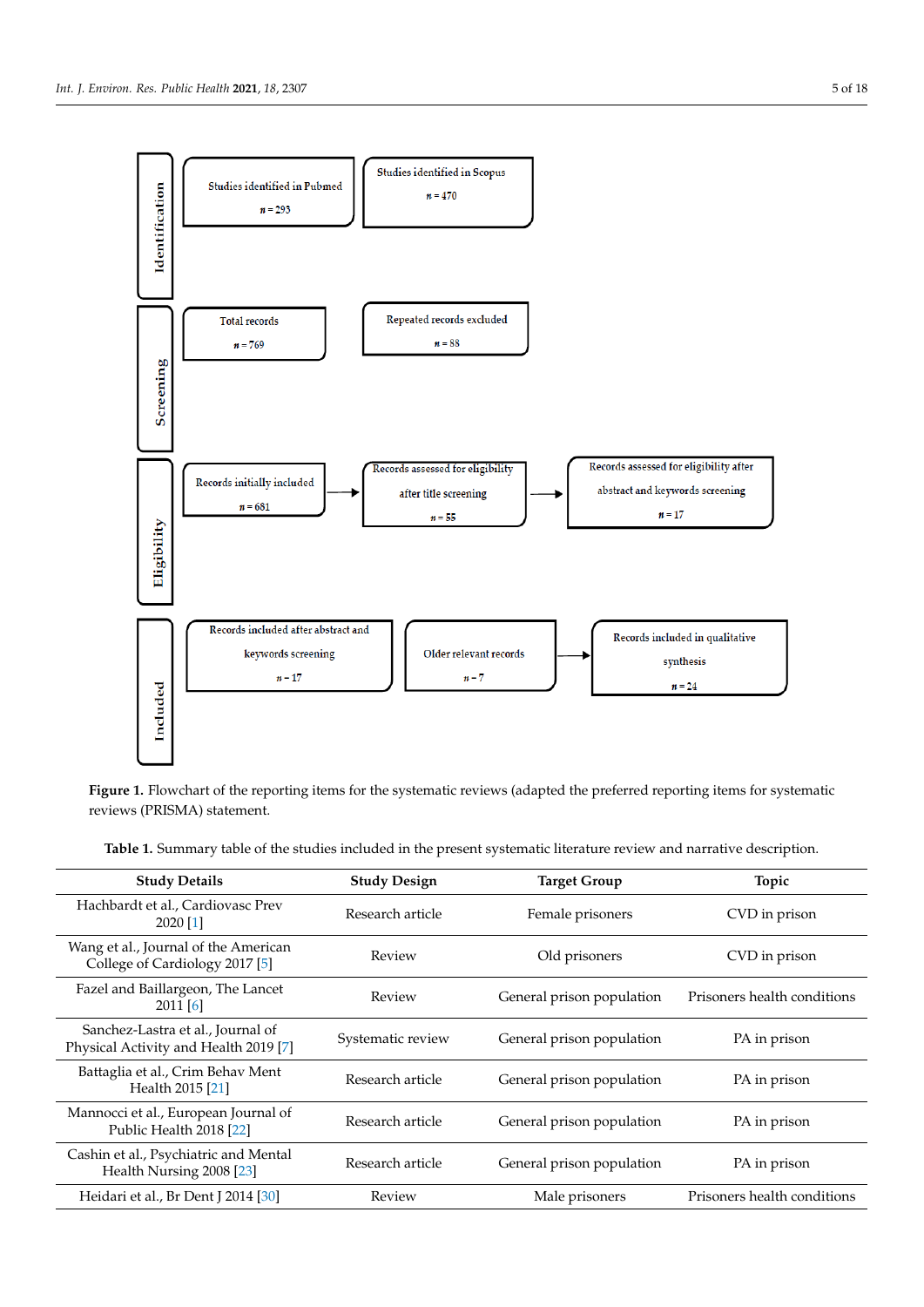Identification

Studies identified in Pubmed
n = 293

Studies identified in Scopus
n = 470

Screening

Total records
n = 769

Repeated records excluded
n = 88

Eligibility

Records initially included
n = 681

Records assessed for eligibility after title screening
n = 55

Records assessed for eligibility after abstract and keywords screening
n = 17

Included

Records included after abstract and keywords screening
n = 17

Older relevant records
n = 7

Records included in qualitative synthesis
n = 24

**Figure 1.** Flowchart of the reporting items for the systematic reviews (adapted the preferred reporting items for systematic reviews (PRISMA) statement.

**Table 1.** Summary table of the studies included in the present systematic literature review and narrative description.

| Study Details | Study Design | Target Group | Topic |
|---|---|---|---|
| Hachbardt et al., Cardiovasc Prev 2020 [1] | Research article | Female prisoners | CVD in prison |
| Wang et al., Journal of the American College of Cardiology 2017 [5] | Review | Old prisoners | CVD in prison |
| Fazel and Baillargeon, The Lancet 2011 [6] | Review | General prison population | Prisoners health conditions |
| Sanchez-Lastra et al., Journal of Physical Activity and Health 2019 [7] | Systematic review | General prison population | PA in prison |
| Battaglia et al., Crim Behav Ment Health 2015 [21] | Research article | General prison population | PA in prison |
| Mannocci et al., European Journal of Public Health 2018 [22] | Research article | General prison population | PA in prison |
| Cashin et al., Psychiatric and Mental Health Nursing 2008 [23] | Research article | General prison population | PA in prison |
| Heidari et al., Br Dent J 2014 [30] | Review | Male prisoners | Prisoners health conditions |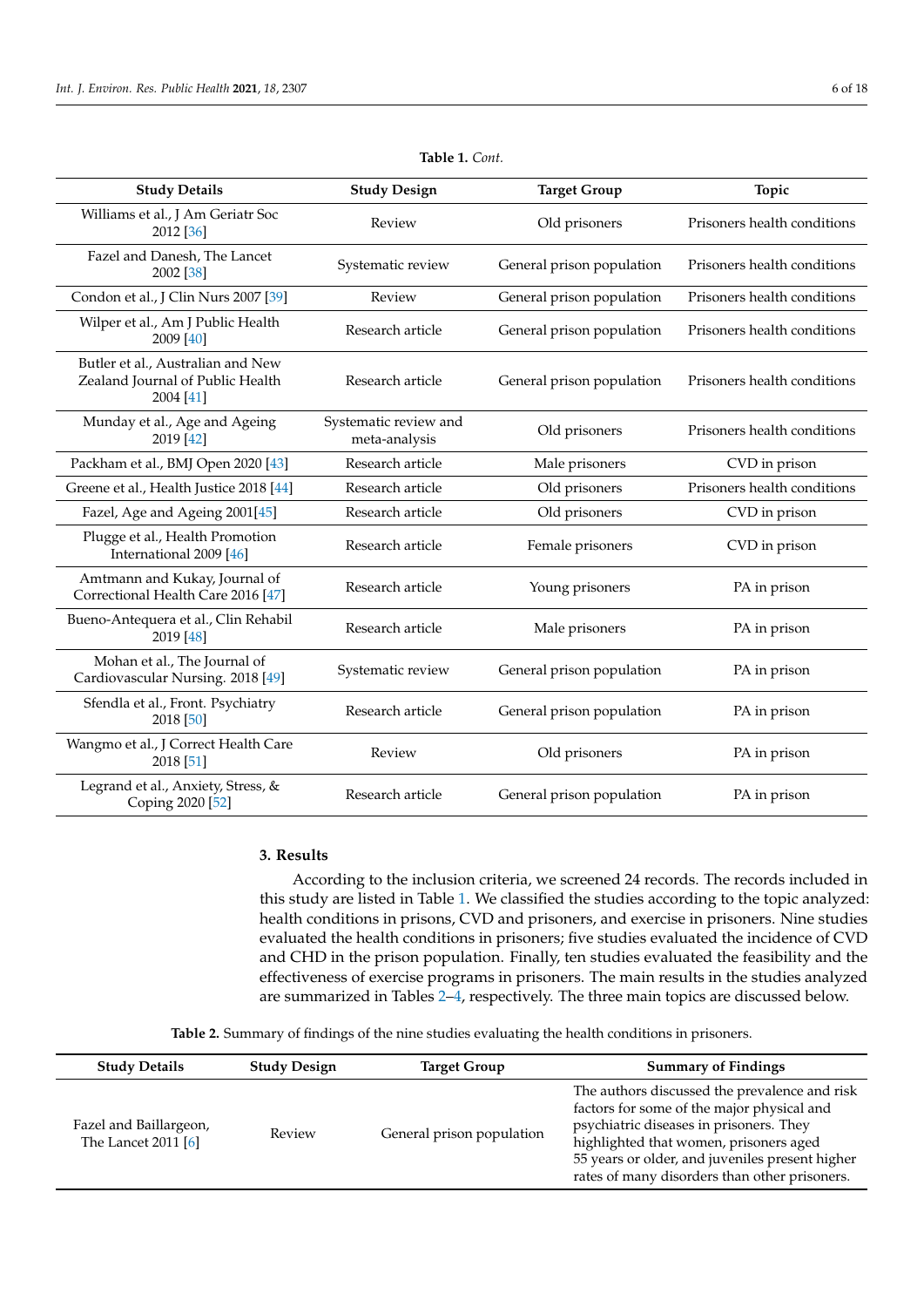**Table 1.** *Cont.*

| Study Details | Study Design | Target Group | Topic |
|---|---|---|---|
| Williams et al., J Am Geriatr Soc 2012 [36] | Review | Old prisoners | Prisoners health conditions |
| Fazel and Danesh, The Lancet 2002 [38] | Systematic review | General prison population | Prisoners health conditions |
| Condon et al., J Clin Nurs 2007 [39] | Review | General prison population | Prisoners health conditions |
| Wilper et al., Am J Public Health 2009 [40] | Research article | General prison population | Prisoners health conditions |
| Butler et al., Australian and New Zealand Journal of Public Health 2004 [41] | Research article | General prison population | Prisoners health conditions |
| Munday et al., Age and Ageing 2019 [42] | Systematic review and meta-analysis | Old prisoners | Prisoners health conditions |
| Packham et al., BMJ Open 2020 [43] | Research article | Male prisoners | CVD in prison |
| Greene et al., Health Justice 2018 [44] | Research article | Old prisoners | Prisoners health conditions |
| Fazel, Age and Ageing 2001[45] | Research article | Old prisoners | CVD in prison |
| Plugge et al., Health Promotion International 2009 [46] | Research article | Female prisoners | CVD in prison |
| Amtmann and Kukay, Journal of Correctional Health Care 2016 [47] | Research article | Young prisoners | PA in prison |
| Bueno-Antequera et al., Clin Rehabil 2019 [48] | Research article | Male prisoners | PA in prison |
| Mohan et al., The Journal of Cardiovascular Nursing. 2018 [49] | Systematic review | General prison population | PA in prison |
| Sfendla et al., Front. Psychiatry 2018 [50] | Research article | General prison population | PA in prison |
| Wangmo et al., J Correct Health Care 2018 [51] | Review | Old prisoners | PA in prison |
| Legrand et al., Anxiety, Stress, & Coping 2020 [52] | Research article | General prison population | PA in prison |

## 3. Results

According to the inclusion criteria, we screened 24 records. The records included in this study are listed in Table 1. We classified the studies according to the topic analyzed: health conditions in prisons, CVD and prisoners, and exercise in prisoners. Nine studies evaluated the health conditions in prisoners; five studies evaluated the incidence of CVD and CHD in the prison population. Finally, ten studies evaluated the feasibility and the effectiveness of exercise programs in prisoners. The main results in the studies analyzed are summarized in Tables 2–4, respectively. The three main topics are discussed below.

**Table 2.** Summary of findings of the nine studies evaluating the health conditions in prisoners.

| Study Details | Study Design | Target Group | Summary of Findings |
|---|---|---|---|
| Fazel and Baillargeon, The Lancet 2011 [6] | Review | General prison population | The authors discussed the prevalence and risk factors for some of the major physical and psychiatric diseases in prisoners. They highlighted that women, prisoners aged 55 years or older, and juveniles present higher rates of many disorders than other prisoners. |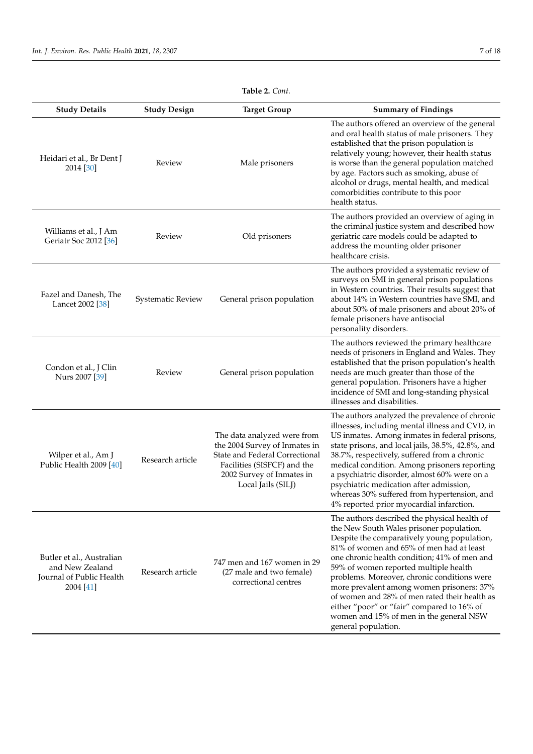**Table 2.** *Cont.*

| Study Details | Study Design | Target Group | Summary of Findings |
|---|---|---|---|
| Heidari et al., Br Dent J 2014 [30] | Review | Male prisoners | The authors offered an overview of the general and oral health status of male prisoners. They established that the prison population is relatively young; however, their health status is worse than the general population matched by age. Factors such as smoking, abuse of alcohol or drugs, mental health, and medical comorbidities contribute to this poor health status. |
| Williams et al., J Am Geriatr Soc 2012 [36] | Review | Old prisoners | The authors provided an overview of aging in the criminal justice system and described how geriatric care models could be adapted to address the mounting older prisoner healthcare crisis. |
| Fazel and Danesh, The Lancet 2002 [38] | Systematic Review | General prison population | The authors provided a systematic review of surveys on SMI in general prison populations in Western countries. Their results suggest that about 14% in Western countries have SMI, and about 50% of male prisoners and about 20% of female prisoners have antisocial personality disorders. |
| Condon et al., J Clin Nurs 2007 [39] | Review | General prison population | The authors reviewed the primary healthcare needs of prisoners in England and Wales. They established that the prison population's health needs are much greater than those of the general population. Prisoners have a higher incidence of SMI and long-standing physical illnesses and disabilities. |
| Wilper et al., Am J Public Health 2009 [40] | Research article | The data analyzed were from the 2004 Survey of Inmates in State and Federal Correctional Facilities (SISFCF) and the 2002 Survey of Inmates in Local Jails (SILJ) | The authors analyzed the prevalence of chronic illnesses, including mental illness and CVD, in US inmates. Among inmates in federal prisons, state prisons, and local jails, 38.5%, 42.8%, and 38.7%, respectively, suffered from a chronic medical condition. Among prisoners reporting a psychiatric disorder, almost 60% were on a psychiatric medication after admission, whereas 30% suffered from hypertension, and 4% reported prior myocardial infarction. |
| Butler et al., Australian and New Zealand Journal of Public Health 2004 [41] | Research article | 747 men and 167 women in 29 (27 male and two female) correctional centres | The authors described the physical health of the New South Wales prisoner population. Despite the comparatively young population, 81% of women and 65% of men had at least one chronic health condition; 41% of men and 59% of women reported multiple health problems. Moreover, chronic conditions were more prevalent among women prisoners: 37% of women and 28% of men rated their health as either "poor" or "fair" compared to 16% of women and 15% of men in the general NSW general population. |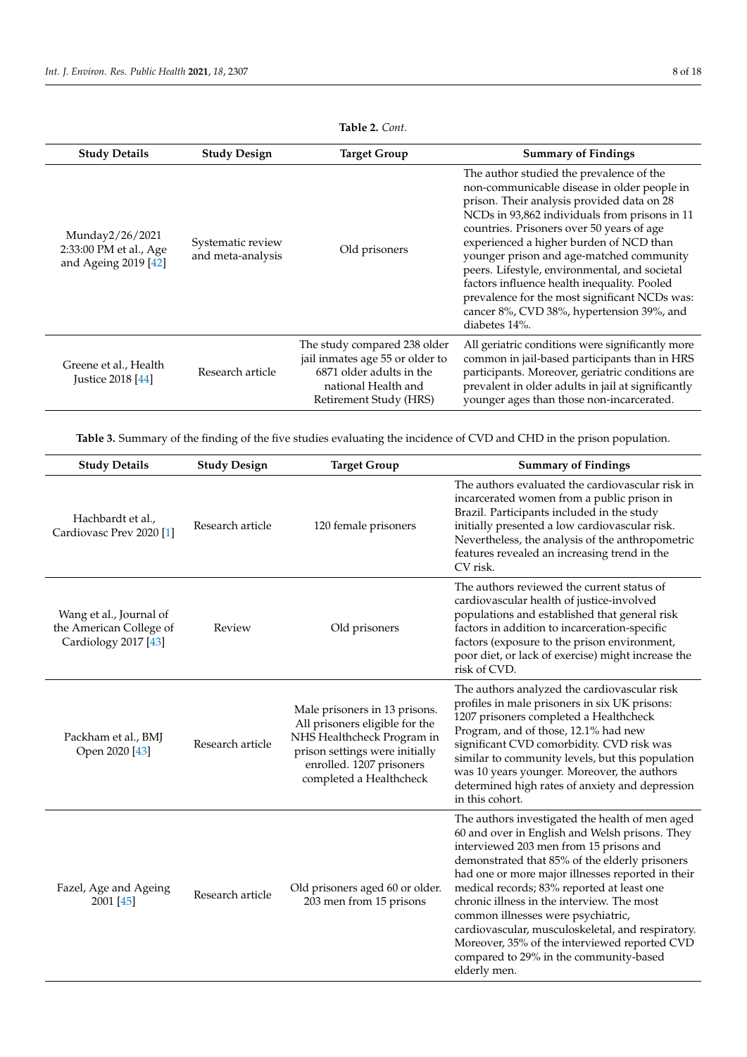**Table 2.** *Cont.*

| Study Details | Study Design | Target Group | Summary of Findings |
|---|---|---|---|
| Munday2/26/2021 2:33:00 PM et al., Age and Ageing 2019 [42] | Systematic review and meta-analysis | Old prisoners | The author studied the prevalence of the non-communicable disease in older people in prison. Their analysis provided data on 28 NCDs in 93,862 individuals from prisons in 11 countries. Prisoners over 50 years of age experienced a higher burden of NCD than younger prison and age-matched community peers. Lifestyle, environmental, and societal factors influence health inequality. Pooled prevalence for the most significant NCDs was: cancer 8%, CVD 38%, hypertension 39%, and diabetes 14%. |
| Greene et al., Health Justice 2018 [44] | Research article | The study compared 238 older jail inmates age 55 or older to 6871 older adults in the national Health and Retirement Study (HRS) | All geriatric conditions were significantly more common in jail-based participants than in HRS participants. Moreover, geriatric conditions are prevalent in older adults in jail at significantly younger ages than those non-incarcerated. |

**Table 3.** Summary of the finding of the five studies evaluating the incidence of CVD and CHD in the prison population.

| Study Details | Study Design | Target Group | Summary of Findings |
|---|---|---|---|
| Hachbardt et al., Cardiovasc Prev 2020 [1] | Research article | 120 female prisoners | The authors evaluated the cardiovascular risk in incarcerated women from a public prison in Brazil. Participants included in the study initially presented a low cardiovascular risk. Nevertheless, the analysis of the anthropometric features revealed an increasing trend in the CV risk. |
| Wang et al., Journal of the American College of Cardiology 2017 [43] | Review | Old prisoners | The authors reviewed the current status of cardiovascular health of justice-involved populations and established that general risk factors in addition to incarceration-specific factors (exposure to the prison environment, poor diet, or lack of exercise) might increase the risk of CVD. |
| Packham et al., BMJ Open 2020 [43] | Research article | Male prisoners in 13 prisons. All prisoners eligible for the NHS Healthcheck Program in prison settings were initially enrolled. 1207 prisoners completed a Healthcheck | The authors analyzed the cardiovascular risk profiles in male prisoners in six UK prisons: 1207 prisoners completed a Healthcheck Program, and of those, 12.1% had new significant CVD comorbidity. CVD risk was similar to community levels, but this population was 10 years younger. Moreover, the authors determined high rates of anxiety and depression in this cohort. |
| Fazel, Age and Ageing 2001 [45] | Research article | Old prisoners aged 60 or older. 203 men from 15 prisons | The authors investigated the health of men aged 60 and over in English and Welsh prisons. They interviewed 203 men from 15 prisons and demonstrated that 85% of the elderly prisoners had one or more major illnesses reported in their medical records; 83% reported at least one chronic illness in the interview. The most common illnesses were psychiatric, cardiovascular, musculoskeletal, and respiratory. Moreover, 35% of the interviewed reported CVD compared to 29% in the community-based elderly men. |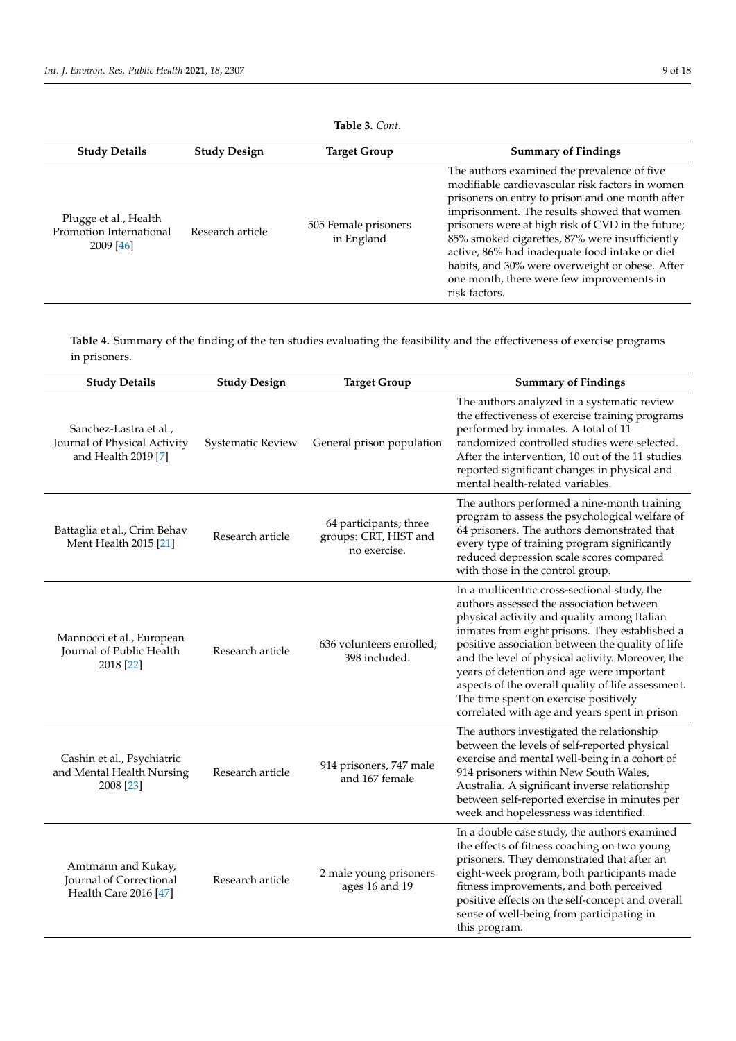**Table 3.** *Cont.*

| Study Details | Study Design | Target Group | Summary of Findings |
|---|---|---|---|
| Plugge et al., Health Promotion International 2009 [46] | Research article | 505 Female prisoners in England | The authors examined the prevalence of five modifiable cardiovascular risk factors in women prisoners on entry to prison and one month after imprisonment. The results showed that women prisoners were at high risk of CVD in the future; 85% smoked cigarettes, 87% were insufficiently active, 86% had inadequate food intake or diet habits, and 30% were overweight or obese. After one month, there were few improvements in risk factors. |

**Table 4.** Summary of the finding of the ten studies evaluating the feasibility and the effectiveness of exercise programs in prisoners.

| Study Details | Study Design | Target Group | Summary of Findings |
|---|---|---|---|
| Sanchez-Lastra et al., Journal of Physical Activity and Health 2019 [7] | Systematic Review | General prison population | The authors analyzed in a systematic review the effectiveness of exercise training programs performed by inmates. A total of 11 randomized controlled studies were selected. After the intervention, 10 out of the 11 studies reported significant changes in physical and mental health-related variables. |
| Battaglia et al., Crim Behav Ment Health 2015 [21] | Research article | 64 participants; three groups: CRT, HIST and no exercise. | The authors performed a nine-month training program to assess the psychological welfare of 64 prisoners. The authors demonstrated that every type of training program significantly reduced depression scale scores compared with those in the control group. |
| Mannocci et al., European Journal of Public Health 2018 [22] | Research article | 636 volunteers enrolled; 398 included. | In a multicentric cross-sectional study, the authors assessed the association between physical activity and quality among Italian inmates from eight prisons. They established a positive association between the quality of life and the level of physical activity. Moreover, the years of detention and age were important aspects of the overall quality of life assessment. The time spent on exercise positively correlated with age and years spent in prison |
| Cashin et al., Psychiatric and Mental Health Nursing 2008 [23] | Research article | 914 prisoners, 747 male and 167 female | The authors investigated the relationship between the levels of self-reported physical exercise and mental well-being in a cohort of 914 prisoners within New South Wales, Australia. A significant inverse relationship between self-reported exercise in minutes per week and hopelessness was identified. |
| Amtmann and Kukay, Journal of Correctional Health Care 2016 [47] | Research article | 2 male young prisoners ages 16 and 19 | In a double case study, the authors examined the effects of fitness coaching on two young prisoners. They demonstrated that after an eight-week program, both participants made fitness improvements, and both perceived positive effects on the self-concept and overall sense of well-being from participating in this program. |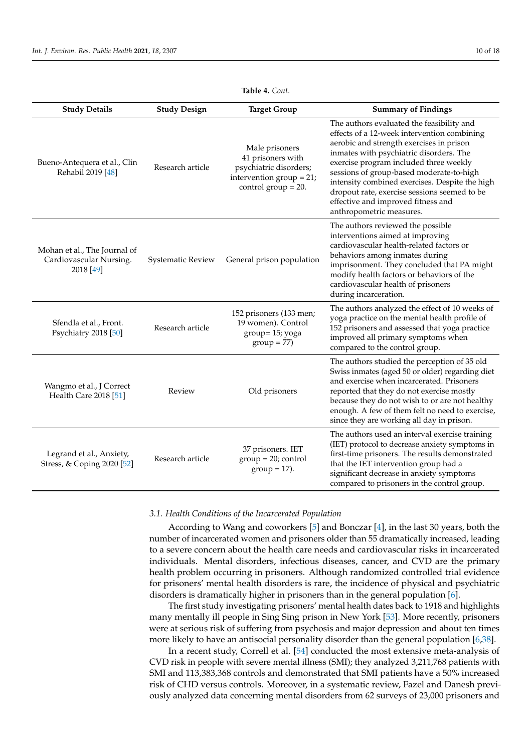**Table 4.** *Cont.*

| Study Details | Study Design | Target Group | Summary of Findings |
|---|---|---|---|
| Bueno-Antequera et al., Clin Rehabil 2019 [48] | Research article | Male prisoners 41 prisoners with psychiatric disorders; intervention group = 21; control group = 20. | The authors evaluated the feasibility and effects of a 12-week intervention combining aerobic and strength exercises in prison inmates with psychiatric disorders. The exercise program included three weekly sessions of group-based moderate-to-high intensity combined exercises. Despite the high dropout rate, exercise sessions seemed to be effective and improved fitness and anthropometric measures. |
| Mohan et al., The Journal of Cardiovascular Nursing. 2018 [49] | Systematic Review | General prison population | The authors reviewed the possible interventions aimed at improving cardiovascular health-related factors or behaviors among inmates during imprisonment. They concluded that PA might modify health factors or behaviors of the cardiovascular health of prisoners during incarceration. |
| Sfendla et al., Front. Psychiatry 2018 [50] | Research article | 152 prisoners (133 men; 19 women). Control group= 15; yoga group = 77) | The authors analyzed the effect of 10 weeks of yoga practice on the mental health profile of 152 prisoners and assessed that yoga practice improved all primary symptoms when compared to the control group. |
| Wangmo et al., J Correct Health Care 2018 [51] | Review | Old prisoners | The authors studied the perception of 35 old Swiss inmates (aged 50 or older) regarding diet and exercise when incarcerated. Prisoners reported that they do not exercise mostly because they do not wish to or are not healthy enough. A few of them felt no need to exercise, since they are working all day in prison. |
| Legrand et al., Anxiety, Stress, & Coping 2020 [52] | Research article | 37 prisoners. IET group = 20; control group = 17). | The authors used an interval exercise training (IET) protocol to decrease anxiety symptoms in first-time prisoners. The results demonstrated that the IET intervention group had a significant decrease in anxiety symptoms compared to prisoners in the control group. |

### 3.1. Health Conditions of the Incarcerated Population

According to Wang and coworkers [5] and Bonczar [4], in the last 30 years, both the number of incarcerated women and prisoners older than 55 dramatically increased, leading to a severe concern about the health care needs and cardiovascular risks in incarcerated individuals. Mental disorders, infectious diseases, cancer, and CVD are the primary health problem occurring in prisoners. Although randomized controlled trial evidence for prisoners' mental health disorders is rare, the incidence of physical and psychiatric disorders is dramatically higher in prisoners than in the general population [6].

The first study investigating prisoners' mental health dates back to 1918 and highlights many mentally ill people in Sing Sing prison in New York [53]. More recently, prisoners were at serious risk of suffering from psychosis and major depression and about ten times more likely to have an antisocial personality disorder than the general population [6,38].

In a recent study, Correll et al. [54] conducted the most extensive meta-analysis of CVD risk in people with severe mental illness (SMI); they analyzed 3,211,768 patients with SMI and 113,383,368 controls and demonstrated that SMI patients have a 50% increased risk of CHD versus controls. Moreover, in a systematic review, Fazel and Danesh previously analyzed data concerning mental disorders from 62 surveys of 23,000 prisoners and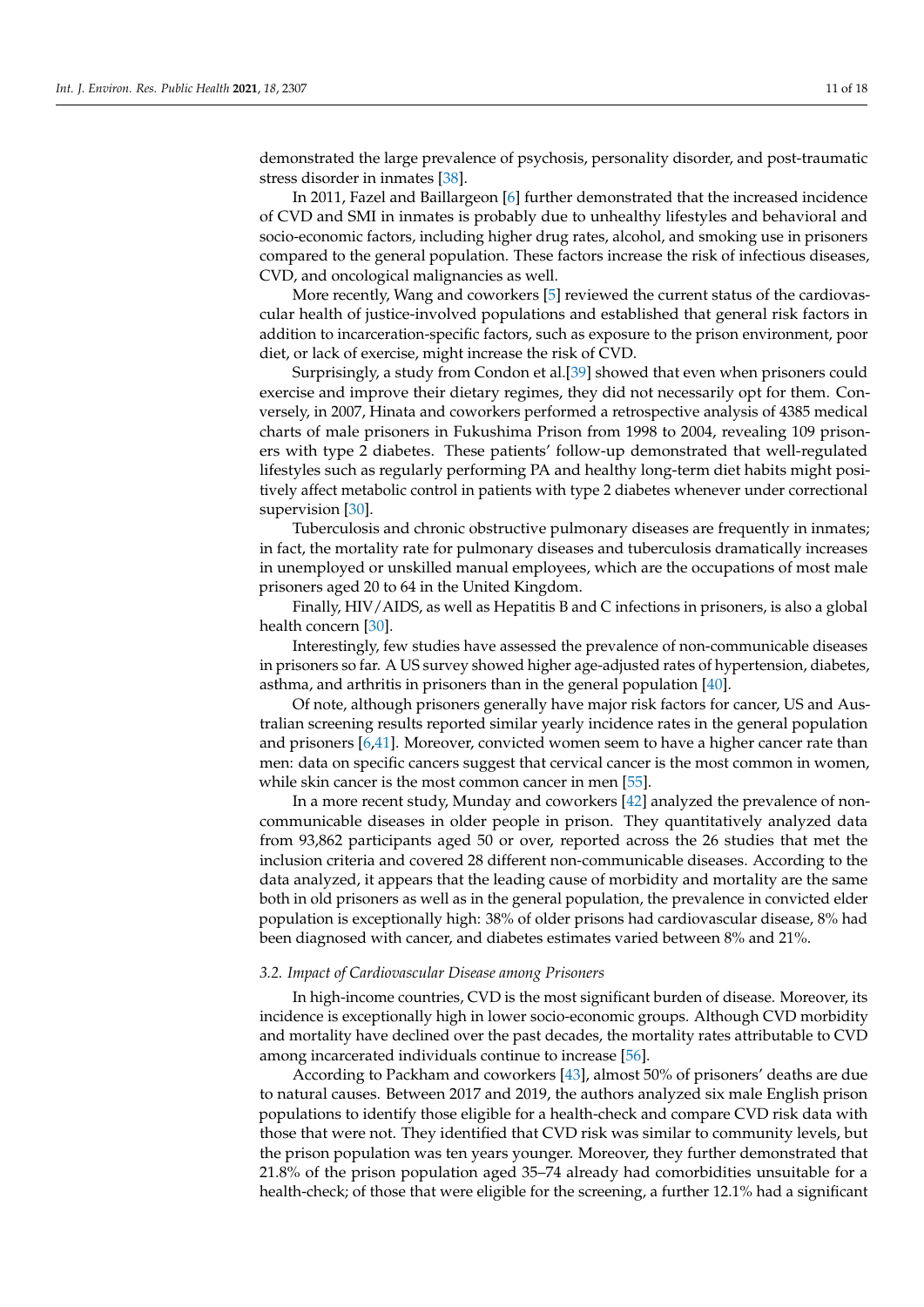demonstrated the large prevalence of psychosis, personality disorder, and post-traumatic stress disorder in inmates [38].

In 2011, Fazel and Baillargeon [6] further demonstrated that the increased incidence of CVD and SMI in inmates is probably due to unhealthy lifestyles and behavioral and socio-economic factors, including higher drug rates, alcohol, and smoking use in prisoners compared to the general population. These factors increase the risk of infectious diseases, CVD, and oncological malignancies as well.

More recently, Wang and coworkers [5] reviewed the current status of the cardiovascular health of justice-involved populations and established that general risk factors in addition to incarceration-specific factors, such as exposure to the prison environment, poor diet, or lack of exercise, might increase the risk of CVD.

Surprisingly, a study from Condon et al.[39] showed that even when prisoners could exercise and improve their dietary regimes, they did not necessarily opt for them. Conversely, in 2007, Hinata and coworkers performed a retrospective analysis of 4385 medical charts of male prisoners in Fukushima Prison from 1998 to 2004, revealing 109 prisoners with type 2 diabetes. These patients' follow-up demonstrated that well-regulated lifestyles such as regularly performing PA and healthy long-term diet habits might positively affect metabolic control in patients with type 2 diabetes whenever under correctional supervision [30].

Tuberculosis and chronic obstructive pulmonary diseases are frequently in inmates; in fact, the mortality rate for pulmonary diseases and tuberculosis dramatically increases in unemployed or unskilled manual employees, which are the occupations of most male prisoners aged 20 to 64 in the United Kingdom.

Finally, HIV/AIDS, as well as Hepatitis B and C infections in prisoners, is also a global health concern [30].

Interestingly, few studies have assessed the prevalence of non-communicable diseases in prisoners so far. A US survey showed higher age-adjusted rates of hypertension, diabetes, asthma, and arthritis in prisoners than in the general population [40].

Of note, although prisoners generally have major risk factors for cancer, US and Australian screening results reported similar yearly incidence rates in the general population and prisoners [6,41]. Moreover, convicted women seem to have a higher cancer rate than men: data on specific cancers suggest that cervical cancer is the most common in women, while skin cancer is the most common cancer in men [55].

In a more recent study, Munday and coworkers [42] analyzed the prevalence of non-communicable diseases in older people in prison. They quantitatively analyzed data from 93,862 participants aged 50 or over, reported across the 26 studies that met the inclusion criteria and covered 28 different non-communicable diseases. According to the data analyzed, it appears that the leading cause of morbidity and mortality are the same both in old prisoners as well as in the general population, the prevalence in convicted elder population is exceptionally high: 38% of older prisons had cardiovascular disease, 8% had been diagnosed with cancer, and diabetes estimates varied between 8% and 21%.

### *3.2. Impact of Cardiovascular Disease among Prisoners*

In high-income countries, CVD is the most significant burden of disease. Moreover, its incidence is exceptionally high in lower socio-economic groups. Although CVD morbidity and mortality have declined over the past decades, the mortality rates attributable to CVD among incarcerated individuals continue to increase [56].

According to Packham and coworkers [43], almost 50% of prisoners' deaths are due to natural causes. Between 2017 and 2019, the authors analyzed six male English prison populations to identify those eligible for a health-check and compare CVD risk data with those that were not. They identified that CVD risk was similar to community levels, but the prison population was ten years younger. Moreover, they further demonstrated that 21.8% of the prison population aged 35–74 already had comorbidities unsuitable for a health-check; of those that were eligible for the screening, a further 12.1% had a significant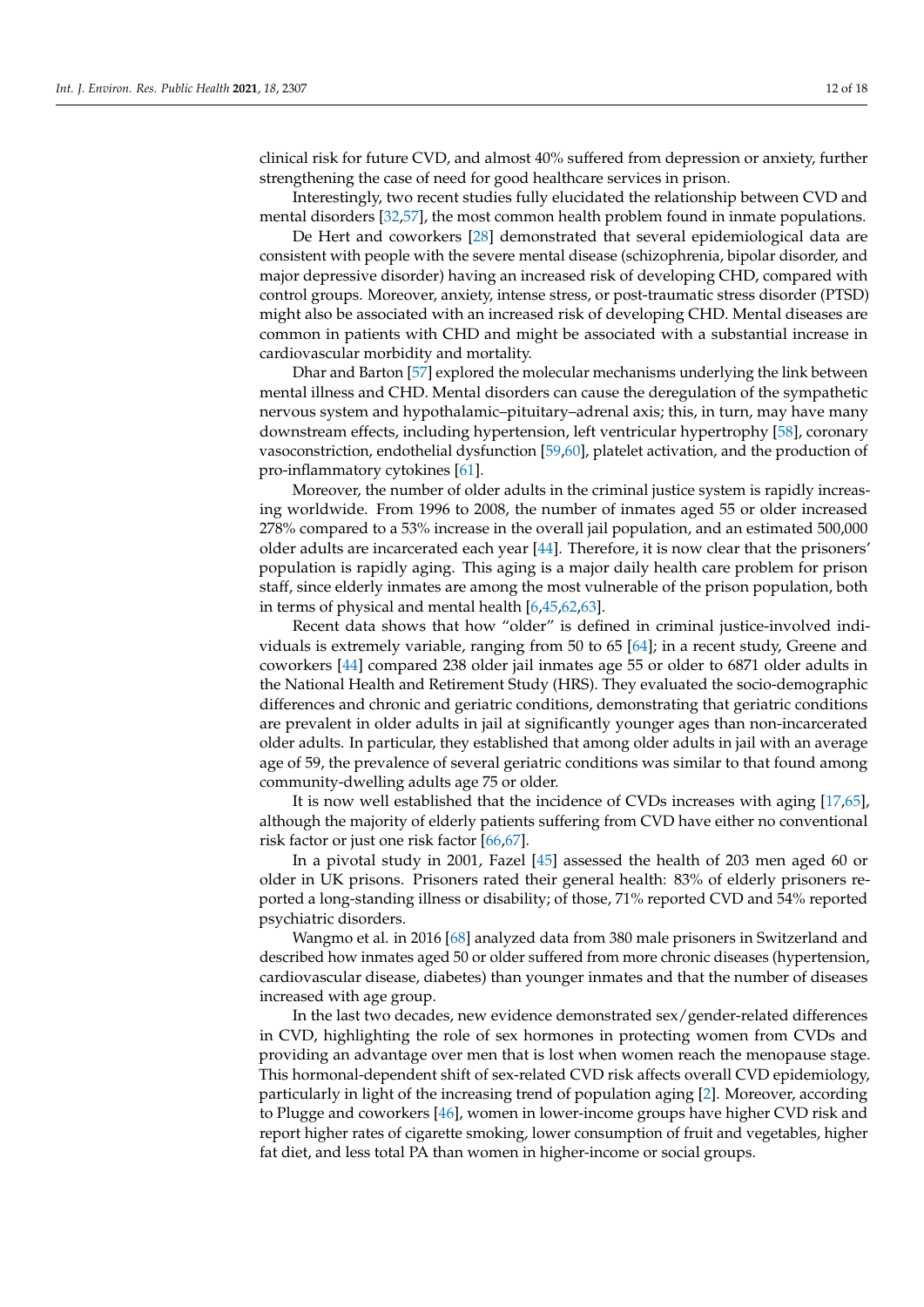clinical risk for future CVD, and almost 40% suffered from depression or anxiety, further strengthening the case of need for good healthcare services in prison.

Interestingly, two recent studies fully elucidated the relationship between CVD and mental disorders [32,57], the most common health problem found in inmate populations.

De Hert and coworkers [28] demonstrated that several epidemiological data are consistent with people with the severe mental disease (schizophrenia, bipolar disorder, and major depressive disorder) having an increased risk of developing CHD, compared with control groups. Moreover, anxiety, intense stress, or post-traumatic stress disorder (PTSD) might also be associated with an increased risk of developing CHD. Mental diseases are common in patients with CHD and might be associated with a substantial increase in cardiovascular morbidity and mortality.

Dhar and Barton [57] explored the molecular mechanisms underlying the link between mental illness and CHD. Mental disorders can cause the deregulation of the sympathetic nervous system and hypothalamic–pituitary–adrenal axis; this, in turn, may have many downstream effects, including hypertension, left ventricular hypertrophy [58], coronary vasoconstriction, endothelial dysfunction [59,60], platelet activation, and the production of pro-inflammatory cytokines [61].

Moreover, the number of older adults in the criminal justice system is rapidly increasing worldwide. From 1996 to 2008, the number of inmates aged 55 or older increased 278% compared to a 53% increase in the overall jail population, and an estimated 500,000 older adults are incarcerated each year [44]. Therefore, it is now clear that the prisoners' population is rapidly aging. This aging is a major daily health care problem for prison staff, since elderly inmates are among the most vulnerable of the prison population, both in terms of physical and mental health [6,45,62,63].

Recent data shows that how "older" is defined in criminal justice-involved individuals is extremely variable, ranging from 50 to 65 [64]; in a recent study, Greene and coworkers [44] compared 238 older jail inmates age 55 or older to 6871 older adults in the National Health and Retirement Study (HRS). They evaluated the socio-demographic differences and chronic and geriatric conditions, demonstrating that geriatric conditions are prevalent in older adults in jail at significantly younger ages than non-incarcerated older adults. In particular, they established that among older adults in jail with an average age of 59, the prevalence of several geriatric conditions was similar to that found among community-dwelling adults age 75 or older.

It is now well established that the incidence of CVDs increases with aging [17,65], although the majority of elderly patients suffering from CVD have either no conventional risk factor or just one risk factor [66,67].

In a pivotal study in 2001, Fazel [45] assessed the health of 203 men aged 60 or older in UK prisons. Prisoners rated their general health: 83% of elderly prisoners reported a long-standing illness or disability; of those, 71% reported CVD and 54% reported psychiatric disorders.

Wangmo et al. in 2016 [68] analyzed data from 380 male prisoners in Switzerland and described how inmates aged 50 or older suffered from more chronic diseases (hypertension, cardiovascular disease, diabetes) than younger inmates and that the number of diseases increased with age group.

In the last two decades, new evidence demonstrated sex/gender-related differences in CVD, highlighting the role of sex hormones in protecting women from CVDs and providing an advantage over men that is lost when women reach the menopause stage. This hormonal-dependent shift of sex-related CVD risk affects overall CVD epidemiology, particularly in light of the increasing trend of population aging [2]. Moreover, according to Plugge and coworkers [46], women in lower-income groups have higher CVD risk and report higher rates of cigarette smoking, lower consumption of fruit and vegetables, higher fat diet, and less total PA than women in higher-income or social groups.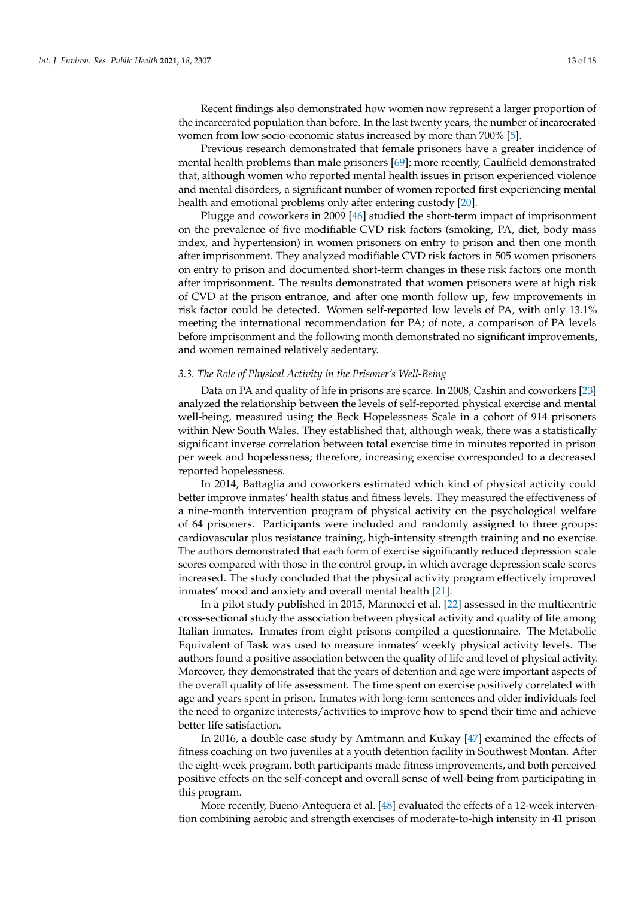Recent findings also demonstrated how women now represent a larger proportion of the incarcerated population than before. In the last twenty years, the number of incarcerated women from low socio-economic status increased by more than 700% [5].

Previous research demonstrated that female prisoners have a greater incidence of mental health problems than male prisoners [69]; more recently, Caulfield demonstrated that, although women who reported mental health issues in prison experienced violence and mental disorders, a significant number of women reported first experiencing mental health and emotional problems only after entering custody [20].

Plugge and coworkers in 2009 [46] studied the short-term impact of imprisonment on the prevalence of five modifiable CVD risk factors (smoking, PA, diet, body mass index, and hypertension) in women prisoners on entry to prison and then one month after imprisonment. They analyzed modifiable CVD risk factors in 505 women prisoners on entry to prison and documented short-term changes in these risk factors one month after imprisonment. The results demonstrated that women prisoners were at high risk of CVD at the prison entrance, and after one month follow up, few improvements in risk factor could be detected. Women self-reported low levels of PA, with only 13.1% meeting the international recommendation for PA; of note, a comparison of PA levels before imprisonment and the following month demonstrated no significant improvements, and women remained relatively sedentary.

### *3.3. The Role of Physical Activity in the Prisoner's Well-Being*

Data on PA and quality of life in prisons are scarce. In 2008, Cashin and coworkers [23] analyzed the relationship between the levels of self-reported physical exercise and mental well-being, measured using the Beck Hopelessness Scale in a cohort of 914 prisoners within New South Wales. They established that, although weak, there was a statistically significant inverse correlation between total exercise time in minutes reported in prison per week and hopelessness; therefore, increasing exercise corresponded to a decreased reported hopelessness.

In 2014, Battaglia and coworkers estimated which kind of physical activity could better improve inmates' health status and fitness levels. They measured the effectiveness of a nine-month intervention program of physical activity on the psychological welfare of 64 prisoners. Participants were included and randomly assigned to three groups: cardiovascular plus resistance training, high-intensity strength training and no exercise. The authors demonstrated that each form of exercise significantly reduced depression scale scores compared with those in the control group, in which average depression scale scores increased. The study concluded that the physical activity program effectively improved inmates' mood and anxiety and overall mental health [21].

In a pilot study published in 2015, Mannocci et al. [22] assessed in the multicentric cross-sectional study the association between physical activity and quality of life among Italian inmates. Inmates from eight prisons compiled a questionnaire. The Metabolic Equivalent of Task was used to measure inmates' weekly physical activity levels. The authors found a positive association between the quality of life and level of physical activity. Moreover, they demonstrated that the years of detention and age were important aspects of the overall quality of life assessment. The time spent on exercise positively correlated with age and years spent in prison. Inmates with long-term sentences and older individuals feel the need to organize interests/activities to improve how to spend their time and achieve better life satisfaction.

In 2016, a double case study by Amtmann and Kukay [47] examined the effects of fitness coaching on two juveniles at a youth detention facility in Southwest Montan. After the eight-week program, both participants made fitness improvements, and both perceived positive effects on the self-concept and overall sense of well-being from participating in this program.

More recently, Bueno-Antequera et al. [48] evaluated the effects of a 12-week intervention combining aerobic and strength exercises of moderate-to-high intensity in 41 prison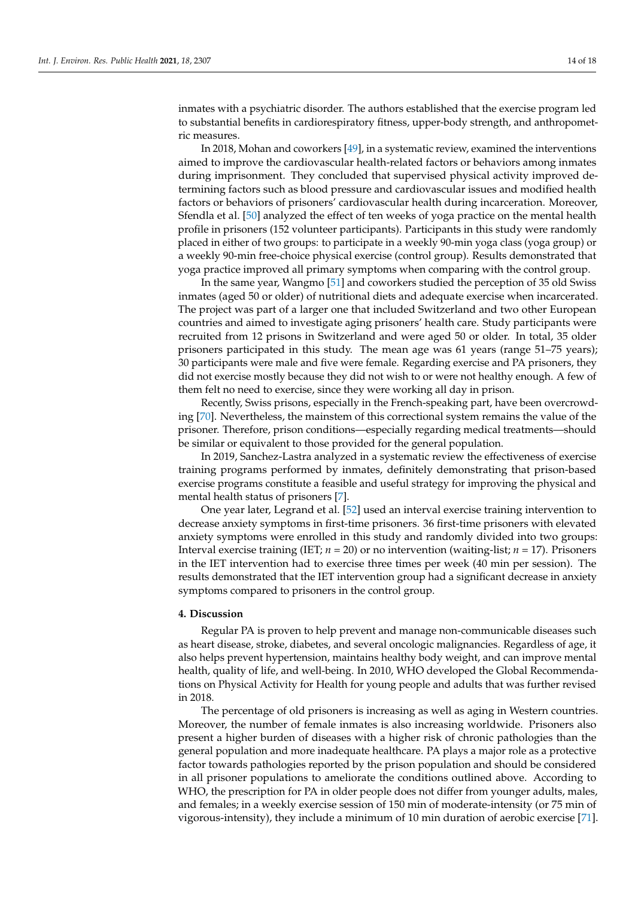inmates with a psychiatric disorder. The authors established that the exercise program led to substantial benefits in cardiorespiratory fitness, upper-body strength, and anthropometric measures.

In 2018, Mohan and coworkers [49], in a systematic review, examined the interventions aimed to improve the cardiovascular health-related factors or behaviors among inmates during imprisonment. They concluded that supervised physical activity improved determining factors such as blood pressure and cardiovascular issues and modified health factors or behaviors of prisoners' cardiovascular health during incarceration. Moreover, Sfendla et al. [50] analyzed the effect of ten weeks of yoga practice on the mental health profile in prisoners (152 volunteer participants). Participants in this study were randomly placed in either of two groups: to participate in a weekly 90-min yoga class (yoga group) or a weekly 90-min free-choice physical exercise (control group). Results demonstrated that yoga practice improved all primary symptoms when comparing with the control group.

In the same year, Wangmo [51] and coworkers studied the perception of 35 old Swiss inmates (aged 50 or older) of nutritional diets and adequate exercise when incarcerated. The project was part of a larger one that included Switzerland and two other European countries and aimed to investigate aging prisoners' health care. Study participants were recruited from 12 prisons in Switzerland and were aged 50 or older. In total, 35 older prisoners participated in this study. The mean age was 61 years (range 51–75 years); 30 participants were male and five were female. Regarding exercise and PA prisoners, they did not exercise mostly because they did not wish to or were not healthy enough. A few of them felt no need to exercise, since they were working all day in prison.

Recently, Swiss prisons, especially in the French-speaking part, have been overcrowding [70]. Nevertheless, the mainstem of this correctional system remains the value of the prisoner. Therefore, prison conditions—especially regarding medical treatments—should be similar or equivalent to those provided for the general population.

In 2019, Sanchez-Lastra analyzed in a systematic review the effectiveness of exercise training programs performed by inmates, definitely demonstrating that prison-based exercise programs constitute a feasible and useful strategy for improving the physical and mental health status of prisoners [7].

One year later, Legrand et al. [52] used an interval exercise training intervention to decrease anxiety symptoms in first-time prisoners. 36 first-time prisoners with elevated anxiety symptoms were enrolled in this study and randomly divided into two groups: Interval exercise training (IET; $n$ = 20) or no intervention (waiting-list; $n$ = 17). Prisoners in the IET intervention had to exercise three times per week (40 min per session). The results demonstrated that the IET intervention group had a significant decrease in anxiety symptoms compared to prisoners in the control group.

## 4. Discussion

Regular PA is proven to help prevent and manage non-communicable diseases such as heart disease, stroke, diabetes, and several oncologic malignancies. Regardless of age, it also helps prevent hypertension, maintains healthy body weight, and can improve mental health, quality of life, and well-being. In 2010, WHO developed the Global Recommendations on Physical Activity for Health for young people and adults that was further revised in 2018.

The percentage of old prisoners is increasing as well as aging in Western countries. Moreover, the number of female inmates is also increasing worldwide. Prisoners also present a higher burden of diseases with a higher risk of chronic pathologies than the general population and more inadequate healthcare. PA plays a major role as a protective factor towards pathologies reported by the prison population and should be considered in all prisoner populations to ameliorate the conditions outlined above. According to WHO, the prescription for PA in older people does not differ from younger adults, males, and females; in a weekly exercise session of 150 min of moderate-intensity (or 75 min of vigorous-intensity), they include a minimum of 10 min duration of aerobic exercise [71].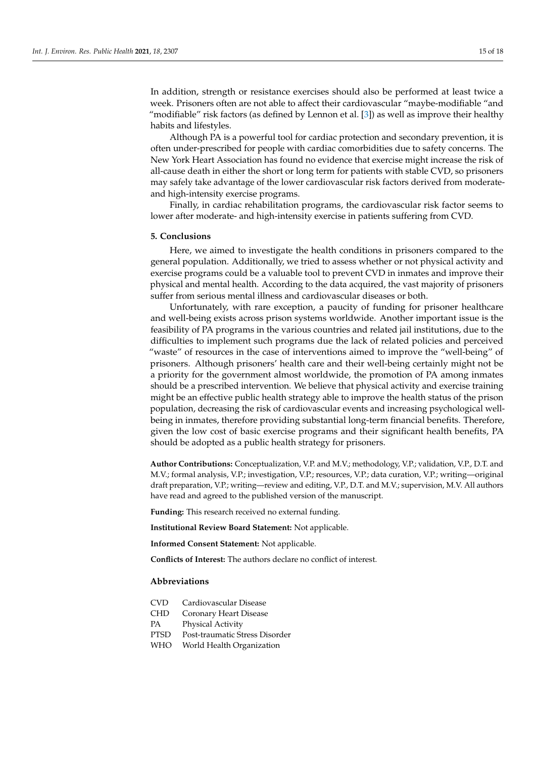In addition, strength or resistance exercises should also be performed at least twice a week. Prisoners often are not able to affect their cardiovascular "maybe-modifiable "and "modifiable" risk factors (as defined by Lennon et al. [3]) as well as improve their healthy habits and lifestyles.

Although PA is a powerful tool for cardiac protection and secondary prevention, it is often under-prescribed for people with cardiac comorbidities due to safety concerns. The New York Heart Association has found no evidence that exercise might increase the risk of all-cause death in either the short or long term for patients with stable CVD, so prisoners may safely take advantage of the lower cardiovascular risk factors derived from moderate- and high-intensity exercise programs.

Finally, in cardiac rehabilitation programs, the cardiovascular risk factor seems to lower after moderate- and high-intensity exercise in patients suffering from CVD.

## 5. Conclusions

Here, we aimed to investigate the health conditions in prisoners compared to the general population. Additionally, we tried to assess whether or not physical activity and exercise programs could be a valuable tool to prevent CVD in inmates and improve their physical and mental health. According to the data acquired, the vast majority of prisoners suffer from serious mental illness and cardiovascular diseases or both.

Unfortunately, with rare exception, a paucity of funding for prisoner healthcare and well-being exists across prison systems worldwide. Another important issue is the feasibility of PA programs in the various countries and related jail institutions, due to the difficulties to implement such programs due the lack of related policies and perceived "waste" of resources in the case of interventions aimed to improve the "well-being" of prisoners. Although prisoners' health care and their well-being certainly might not be a priority for the government almost worldwide, the promotion of PA among inmates should be a prescribed intervention. We believe that physical activity and exercise training might be an effective public health strategy able to improve the health status of the prison population, decreasing the risk of cardiovascular events and increasing psychological well-being in inmates, therefore providing substantial long-term financial benefits. Therefore, given the low cost of basic exercise programs and their significant health benefits, PA should be adopted as a public health strategy for prisoners.

**Author Contributions:** Conceptualization, V.P. and M.V.; methodology, V.P.; validation, V.P., D.T. and M.V.; formal analysis, V.P.; investigation, V.P.; resources, V.P.; data curation, V.P.; writing—original draft preparation, V.P.; writing—review and editing, V.P., D.T. and M.V.; supervision, M.V. All authors have read and agreed to the published version of the manuscript.

**Funding:** This research received no external funding.

**Institutional Review Board Statement:** Not applicable.

**Informed Consent Statement:** Not applicable.

**Conflicts of Interest:** The authors declare no conflict of interest.

## Abbreviations

| | |
|---|---|
| CVD | Cardiovascular Disease |
| CHD | Coronary Heart Disease |
| PA | Physical Activity |
| PTSD | Post-traumatic Stress Disorder |
| WHO | World Health Organization |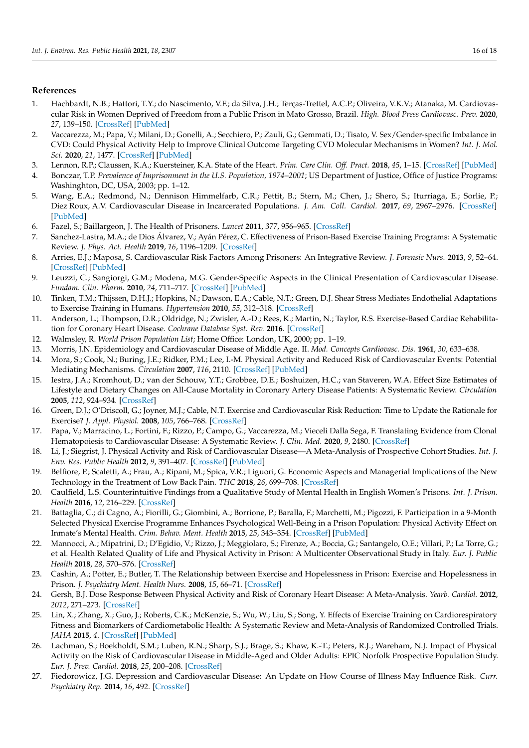## References

1. Hachbardt, N.B.; Hattori, T.Y.; do Nascimento, V.F.; da Silva, J.H.; Terças-Trettel, A.C.P.; Oliveira, V.K.V.; Atanaka, M. Cardiovascular Risk in Women Deprived of Freedom from a Public Prison in Mato Grosso, Brazil. *High. Blood Press Cardiovasc. Prev.* **2020**, *27*, 139–150. [CrossRef] [PubMed]
2. Vaccarezza, M.; Papa, V.; Milani, D.; Gonelli, A.; Secchiero, P.; Zauli, G.; Gemmati, D.; Tisato, V. Sex/Gender-specific Imbalance in CVD: Could Physical Activity Help to Improve Clinical Outcome Targeting CVD Molecular Mechanisms in Women? *Int. J. Mol. Sci.* **2020**, *21*, 1477. [CrossRef] [PubMed]
3. Lennon, R.P.; Claussen, K.A.; Kuersteiner, K.A. State of the Heart. *Prim. Care Clin. Off. Pract.* **2018**, *45*, 1–15. [CrossRef] [PubMed]
4. Bonczar, T.P. *Prevalence of Imprisonment in the U.S. Population, 1974–2001*; US Department of Justice, Office of Justice Programs: Washinghton, DC, USA, 2003; pp. 1–12.
5. Wang, E.A.; Redmond, N.; Dennison Himmelfarb, C.R.; Pettit, B.; Stern, M.; Chen, J.; Shero, S.; Iturriaga, E.; Sorlie, P.; Diez Roux, A.V. Cardiovascular Disease in Incarcerated Populations. *J. Am. Coll. Cardiol.* **2017**, *69*, 2967–2976. [CrossRef] [PubMed]
6. Fazel, S.; Baillargeon, J. The Health of Prisoners. *Lancet* **2011**, *377*, 956–965. [CrossRef]
7. Sanchez-Lastra, M.A.; de Dios Álvarez, V.; Ayán Pérez, C. Effectiveness of Prison-Based Exercise Training Programs: A Systematic Review. *J. Phys. Act. Health* **2019**, *16*, 1196–1209. [CrossRef]
8. Arries, E.J.; Maposa, S. Cardiovascular Risk Factors Among Prisoners: An Integrative Review. *J. Forensic Nurs.* **2013**, *9*, 52–64. [CrossRef] [PubMed]
9. Leuzzi, C.; Sangiorgi, G.M.; Modena, M.G. Gender-Specific Aspects in the Clinical Presentation of Cardiovascular Disease. *Fundam. Clin. Pharm.* **2010**, *24*, 711–717. [CrossRef] [PubMed]
10. Tinken, T.M.; Thijssen, D.H.J.; Hopkins, N.; Dawson, E.A.; Cable, N.T.; Green, D.J. Shear Stress Mediates Endothelial Adaptations to Exercise Training in Humans. *Hypertension* **2010**, *55*, 312–318. [CrossRef]
11. Anderson, L.; Thompson, D.R.; Oldridge, N.; Zwisler, A.-D.; Rees, K.; Martin, N.; Taylor, R.S. Exercise-Based Cardiac Rehabilitation for Coronary Heart Disease. *Cochrane Database Syst. Rev.* **2016**. [CrossRef]
12. Walmsley, R. *World Prison Population List*; Home Office: London, UK, 2000; pp. 1–19.
13. Morris, J.N. Epidemiology and Cardiovascular Disease of Middle Age. II. *Mod. Concepts Cardiovasc. Dis.* **1961**, *30*, 633–638.
14. Mora, S.; Cook, N.; Buring, J.E.; Ridker, P.M.; Lee, I.-M. Physical Activity and Reduced Risk of Cardiovascular Events: Potential Mediating Mechanisms. *Circulation* **2007**, *116*, 2110. [CrossRef] [PubMed]
15. Iestra, J.A.; Kromhout, D.; van der Schouw, Y.T.; Grobbee, D.E.; Boshuizen, H.C.; van Staveren, W.A. Effect Size Estimates of Lifestyle and Dietary Changes on All-Cause Mortality in Coronary Artery Disease Patients: A Systematic Review. *Circulation* **2005**, *112*, 924–934. [CrossRef]
16. Green, D.J.; O'Driscoll, G.; Joyner, M.J.; Cable, N.T. Exercise and Cardiovascular Risk Reduction: Time to Update the Rationale for Exercise? *J. Appl. Physiol.* **2008**, *105*, 766–768. [CrossRef]
17. Papa, V.; Marracino, L.; Fortini, F.; Rizzo, P.; Campo, G.; Vaccarezza, M.; Vieceli Dalla Sega, F. Translating Evidence from Clonal Hematopoiesis to Cardiovascular Disease: A Systematic Review. *J. Clin. Med.* **2020**, *9*, 2480. [CrossRef]
18. Li, J.; Siegrist, J. Physical Activity and Risk of Cardiovascular Disease—A Meta-Analysis of Prospective Cohort Studies. *Int. J. Env. Res. Public Health* **2012**, *9*, 391–407. [CrossRef] [PubMed]
19. Belfiore, P.; Scaletti, A.; Frau, A.; Ripani, M.; Spica, V.R.; Liguori, G. Economic Aspects and Managerial Implications of the New Technology in the Treatment of Low Back Pain. *THC* **2018**, *26*, 699–708. [CrossRef]
20. Caulfield, L.S. Counterintuitive Findings from a Qualitative Study of Mental Health in English Women's Prisons. *Int. J. Prison. Health* **2016**, *12*, 216–229. [CrossRef]
21. Battaglia, C.; di Cagno, A.; Fiorilli, G.; Giombini, A.; Borrione, P.; Baralla, F.; Marchetti, M.; Pigozzi, F. Participation in a 9-Month Selected Physical Exercise Programme Enhances Psychological Well-Being in a Prison Population: Physical Activity Effect on Inmate's Mental Health. *Crim. Behav. Ment. Health* **2015**, *25*, 343–354. [CrossRef] [PubMed]
22. Mannocci, A.; Mipatrini, D.; D'Egidio, V.; Rizzo, J.; Meggiolaro, S.; Firenze, A.; Boccia, G.; Santangelo, O.E.; Villari, P.; La Torre, G.; et al. Health Related Quality of Life and Physical Activity in Prison: A Multicenter Observational Study in Italy. *Eur. J. Public Health* **2018**, *28*, 570–576. [CrossRef]
23. Cashin, A.; Potter, E.; Butler, T. The Relationship between Exercise and Hopelessness in Prison: Exercise and Hopelessness in Prison. *J. Psychiatry Ment. Health Nurs.* **2008**, *15*, 66–71. [CrossRef]
24. Gersh, B.J. Dose Response Between Physical Activity and Risk of Coronary Heart Disease: A Meta-Analysis. *Yearb. Cardiol.* **2012**, *2012*, 271–273. [CrossRef]
25. Lin, X.; Zhang, X.; Guo, J.; Roberts, C.K.; McKenzie, S.; Wu, W.; Liu, S.; Song, Y. Effects of Exercise Training on Cardiorespiratory Fitness and Biomarkers of Cardiometabolic Health: A Systematic Review and Meta-Analysis of Randomized Controlled Trials. *JAHA* **2015**, *4*. [CrossRef] [PubMed]
26. Lachman, S.; Boekholdt, S.M.; Luben, R.N.; Sharp, S.J.; Brage, S.; Khaw, K.-T.; Peters, R.J.; Wareham, N.J. Impact of Physical Activity on the Risk of Cardiovascular Disease in Middle-Aged and Older Adults: EPIC Norfolk Prospective Population Study. *Eur. J. Prev. Cardiol.* **2018**, *25*, 200–208. [CrossRef]
27. Fiedorowicz, J.G. Depression and Cardiovascular Disease: An Update on How Course of Illness May Influence Risk. *Curr. Psychiatry Rep.* **2014**, *16*, 492. [CrossRef]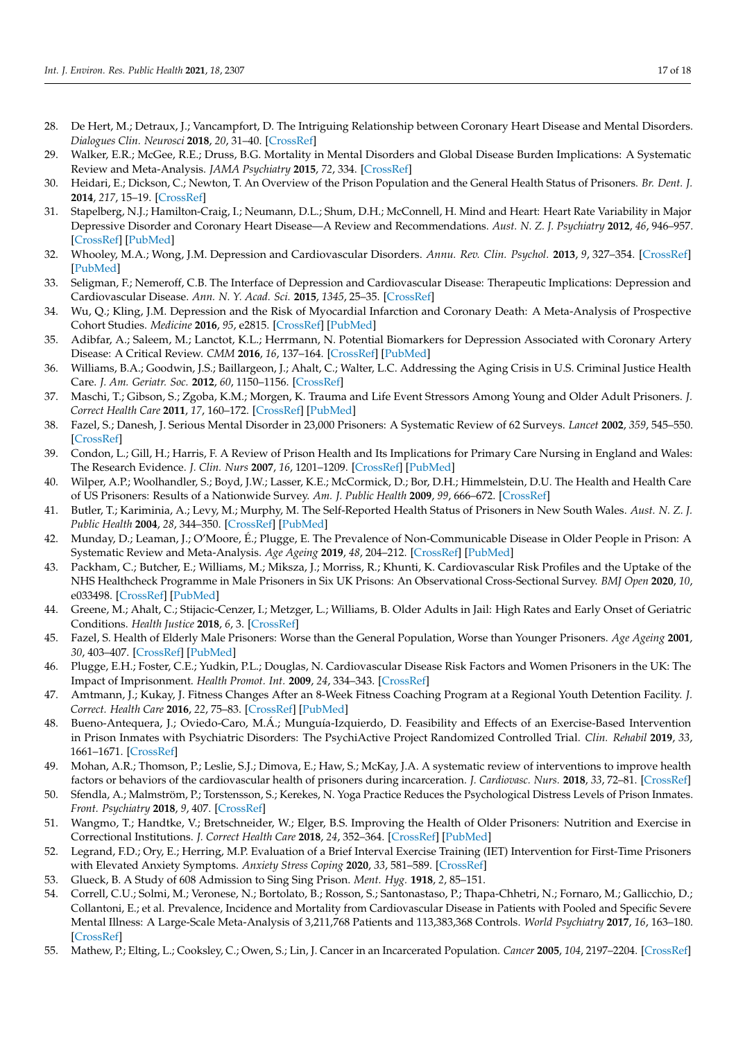28. De Hert, M.; Detraux, J.; Vancampfort, D. The Intriguing Relationship between Coronary Heart Disease and Mental Disorders. *Dialogues Clin. Neurosci* **2018**, *20*, 31–40. [CrossRef]
29. Walker, E.R.; McGee, R.E.; Druss, B.G. Mortality in Mental Disorders and Global Disease Burden Implications: A Systematic Review and Meta-Analysis. *JAMA Psychiatry* **2015**, *72*, 334. [CrossRef]
30. Heidari, E.; Dickson, C.; Newton, T. An Overview of the Prison Population and the General Health Status of Prisoners. *Br. Dent. J.* **2014**, *217*, 15–19. [CrossRef]
31. Stapelberg, N.J.; Hamilton-Craig, I.; Neumann, D.L.; Shum, D.H.; McConnell, H. Mind and Heart: Heart Rate Variability in Major Depressive Disorder and Coronary Heart Disease—A Review and Recommendations. *Aust. N. Z. J. Psychiatry* **2012**, *46*, 946–957. [CrossRef] [PubMed]
32. Whooley, M.A.; Wong, J.M. Depression and Cardiovascular Disorders. *Annu. Rev. Clin. Psychol.* **2013**, *9*, 327–354. [CrossRef] [PubMed]
33. Seligman, F.; Nemeroff, C.B. The Interface of Depression and Cardiovascular Disease: Therapeutic Implications: Depression and Cardiovascular Disease. *Ann. N. Y. Acad. Sci.* **2015**, *1345*, 25–35. [CrossRef]
34. Wu, Q.; Kling, J.M. Depression and the Risk of Myocardial Infarction and Coronary Death: A Meta-Analysis of Prospective Cohort Studies. *Medicine* **2016**, *95*, e2815. [CrossRef] [PubMed]
35. Adibfar, A.; Saleem, M.; Lanctot, K.L.; Herrmann, N. Potential Biomarkers for Depression Associated with Coronary Artery Disease: A Critical Review. *CMM* **2016**, *16*, 137–164. [CrossRef] [PubMed]
36. Williams, B.A.; Goodwin, J.S.; Baillargeon, J.; Ahalt, C.; Walter, L.C. Addressing the Aging Crisis in U.S. Criminal Justice Health Care. *J. Am. Geriatr. Soc.* **2012**, *60*, 1150–1156. [CrossRef]
37. Maschi, T.; Gibson, S.; Zgoba, K.M.; Morgen, K. Trauma and Life Event Stressors Among Young and Older Adult Prisoners. *J. Correct Health Care* **2011**, *17*, 160–172. [CrossRef] [PubMed]
38. Fazel, S.; Danesh, J. Serious Mental Disorder in 23,000 Prisoners: A Systematic Review of 62 Surveys. *Lancet* **2002**, *359*, 545–550. [CrossRef]
39. Condon, L.; Gill, H.; Harris, F. A Review of Prison Health and Its Implications for Primary Care Nursing in England and Wales: The Research Evidence. *J. Clin. Nurs* **2007**, *16*, 1201–1209. [CrossRef] [PubMed]
40. Wilper, A.P.; Woolhandler, S.; Boyd, J.W.; Lasser, K.E.; McCormick, D.; Bor, D.H.; Himmelstein, D.U. The Health and Health Care of US Prisoners: Results of a Nationwide Survey. *Am. J. Public Health* **2009**, *99*, 666–672. [CrossRef]
41. Butler, T.; Kariminia, A.; Levy, M.; Murphy, M. The Self-Reported Health Status of Prisoners in New South Wales. *Aust. N. Z. J. Public Health* **2004**, *28*, 344–350. [CrossRef] [PubMed]
42. Munday, D.; Leaman, J.; O'Moore, É.; Plugge, E. The Prevalence of Non-Communicable Disease in Older People in Prison: A Systematic Review and Meta-Analysis. *Age Ageing* **2019**, *48*, 204–212. [CrossRef] [PubMed]
43. Packham, C.; Butcher, E.; Williams, M.; Miksza, J.; Morriss, R.; Khunti, K. Cardiovascular Risk Profiles and the Uptake of the NHS Healthcheck Programme in Male Prisoners in Six UK Prisons: An Observational Cross-Sectional Survey. *BMJ Open* **2020**, *10*, e033498. [CrossRef] [PubMed]
44. Greene, M.; Ahalt, C.; Stijacic-Cenzer, I.; Metzger, L.; Williams, B. Older Adults in Jail: High Rates and Early Onset of Geriatric Conditions. *Health Justice* **2018**, *6*, 3. [CrossRef]
45. Fazel, S. Health of Elderly Male Prisoners: Worse than the General Population, Worse than Younger Prisoners. *Age Ageing* **2001**, *30*, 403–407. [CrossRef] [PubMed]
46. Plugge, E.H.; Foster, C.E.; Yudkin, P.L.; Douglas, N. Cardiovascular Disease Risk Factors and Women Prisoners in the UK: The Impact of Imprisonment. *Health Promot. Int.* **2009**, *24*, 334–343. [CrossRef]
47. Amtmann, J.; Kukay, J. Fitness Changes After an 8-Week Fitness Coaching Program at a Regional Youth Detention Facility. *J. Correct. Health Care* **2016**, *22*, 75–83. [CrossRef] [PubMed]
48. Bueno-Antequera, J.; Oviedo-Caro, M.Á.; Munguía-Izquierdo, D. Feasibility and Effects of an Exercise-Based Intervention in Prison Inmates with Psychiatric Disorders: The PsychiActive Project Randomized Controlled Trial. *Clin. Rehabil* **2019**, *33*, 1661–1671. [CrossRef]
49. Mohan, A.R.; Thomson, P.; Leslie, S.J.; Dimova, E.; Haw, S.; McKay, J.A. A systematic review of interventions to improve health factors or behaviors of the cardiovascular health of prisoners during incarceration. *J. Cardiovasc. Nurs.* **2018**, *33*, 72–81. [CrossRef]
50. Sfendla, A.; Malmström, P.; Torstensson, S.; Kerekes, N. Yoga Practice Reduces the Psychological Distress Levels of Prison Inmates. *Front. Psychiatry* **2018**, *9*, 407. [CrossRef]
51. Wangmo, T.; Handtke, V.; Bretschneider, W.; Elger, B.S. Improving the Health of Older Prisoners: Nutrition and Exercise in Correctional Institutions. *J. Correct Health Care* **2018**, *24*, 352–364. [CrossRef] [PubMed]
52. Legrand, F.D.; Ory, E.; Herring, M.P. Evaluation of a Brief Interval Exercise Training (IET) Intervention for First-Time Prisoners with Elevated Anxiety Symptoms. *Anxiety Stress Coping* **2020**, *33*, 581–589. [CrossRef]
53. Glueck, B. A Study of 608 Admission to Sing Sing Prison. *Ment. Hyg.* **1918**, *2*, 85–151.
54. Correll, C.U.; Solmi, M.; Veronese, N.; Bortolato, B.; Rosson, S.; Santonastaso, P.; Thapa-Chhetri, N.; Fornaro, M.; Gallicchio, D.; Collantoni, E.; et al. Prevalence, Incidence and Mortality from Cardiovascular Disease in Patients with Pooled and Specific Severe Mental Illness: A Large-Scale Meta-Analysis of 3,211,768 Patients and 113,383,368 Controls. *World Psychiatry* **2017**, *16*, 163–180. [CrossRef]
55. Mathew, P.; Elting, L.; Cooksley, C.; Owen, S.; Lin, J. Cancer in an Incarcerated Population. *Cancer* **2005**, *104*, 2197–2204. [CrossRef]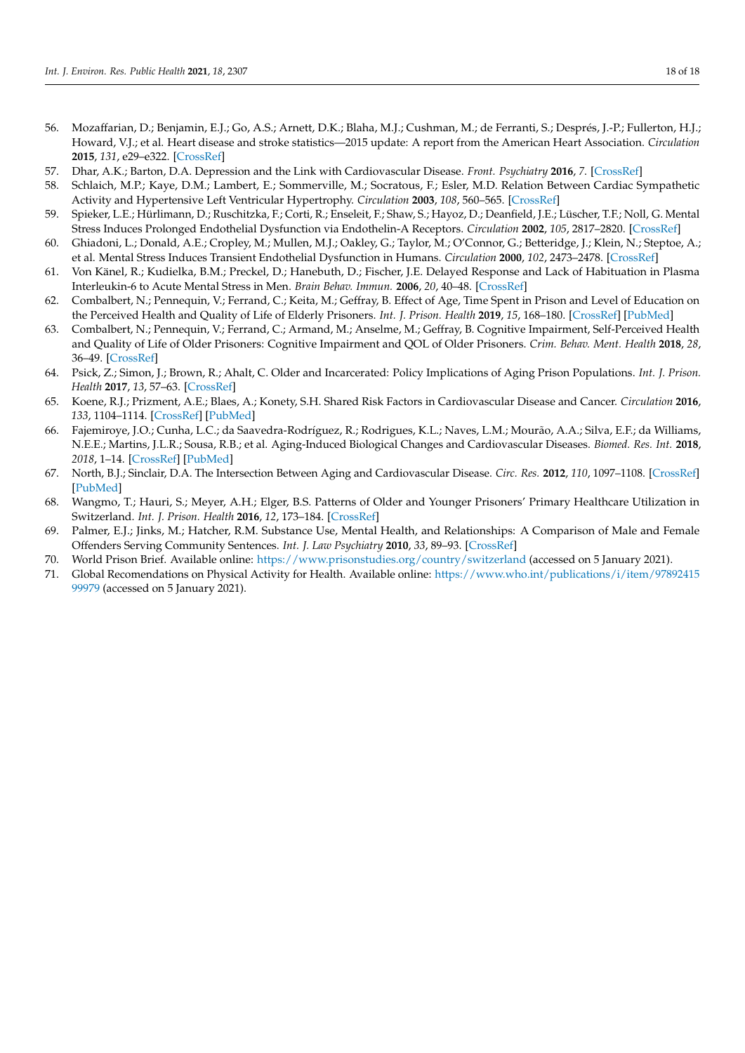56. Mozaffarian, D.; Benjamin, E.J.; Go, A.S.; Arnett, D.K.; Blaha, M.J.; Cushman, M.; de Ferranti, S.; Després, J.-P.; Fullerton, H.J.; Howard, V.J.; et al. Heart disease and stroke statistics—2015 update: A report from the American Heart Association. *Circulation* **2015**, *131*, e29–e322. [CrossRef]
57. Dhar, A.K.; Barton, D.A. Depression and the Link with Cardiovascular Disease. *Front. Psychiatry* **2016**, *7*. [CrossRef]
58. Schlaich, M.P.; Kaye, D.M.; Lambert, E.; Sommerville, M.; Socratous, F.; Esler, M.D. Relation Between Cardiac Sympathetic Activity and Hypertensive Left Ventricular Hypertrophy. *Circulation* **2003**, *108*, 560–565. [CrossRef]
59. Spieker, L.E.; Hürlimann, D.; Ruschitzka, F.; Corti, R.; Enseleit, F.; Shaw, S.; Hayoz, D.; Deanfield, J.E.; Lüscher, T.F.; Noll, G. Mental Stress Induces Prolonged Endothelial Dysfunction via Endothelin-A Receptors. *Circulation* **2002**, *105*, 2817–2820. [CrossRef]
60. Ghiadoni, L.; Donald, A.E.; Cropley, M.; Mullen, M.J.; Oakley, G.; Taylor, M.; O'Connor, G.; Betteridge, J.; Klein, N.; Steptoe, A.; et al. Mental Stress Induces Transient Endothelial Dysfunction in Humans. *Circulation* **2000**, *102*, 2473–2478. [CrossRef]
61. Von Känel, R.; Kudielka, B.M.; Preckel, D.; Hanebuth, D.; Fischer, J.E. Delayed Response and Lack of Habituation in Plasma Interleukin-6 to Acute Mental Stress in Men. *Brain Behav. Immun.* **2006**, *20*, 40–48. [CrossRef]
62. Combalbert, N.; Pennequin, V.; Ferrand, C.; Keita, M.; Geffray, B. Effect of Age, Time Spent in Prison and Level of Education on the Perceived Health and Quality of Life of Elderly Prisoners. *Int. J. Prison. Health* **2019**, *15*, 168–180. [CrossRef] [PubMed]
63. Combalbert, N.; Pennequin, V.; Ferrand, C.; Armand, M.; Anselme, M.; Geffray, B. Cognitive Impairment, Self-Perceived Health and Quality of Life of Older Prisoners: Cognitive Impairment and QOL of Older Prisoners. *Crim. Behav. Ment. Health* **2018**, *28*, 36–49. [CrossRef]
64. Psick, Z.; Simon, J.; Brown, R.; Ahalt, C. Older and Incarcerated: Policy Implications of Aging Prison Populations. *Int. J. Prison. Health* **2017**, *13*, 57–63. [CrossRef]
65. Koene, R.J.; Prizment, A.E.; Blaes, A.; Konety, S.H. Shared Risk Factors in Cardiovascular Disease and Cancer. *Circulation* **2016**, *133*, 1104–1114. [CrossRef] [PubMed]
66. Fajemiroye, J.O.; Cunha, L.C.; da Saavedra-Rodríguez, R.; Rodrigues, K.L.; Naves, L.M.; Mourão, A.A.; Silva, E.F.; da Williams, N.E.E.; Martins, J.L.R.; Sousa, R.B.; et al. Aging-Induced Biological Changes and Cardiovascular Diseases. *Biomed. Res. Int.* **2018**, *2018*, 1–14. [CrossRef] [PubMed]
67. North, B.J.; Sinclair, D.A. The Intersection Between Aging and Cardiovascular Disease. *Circ. Res.* **2012**, *110*, 1097–1108. [CrossRef] [PubMed]
68. Wangmo, T.; Hauri, S.; Meyer, A.H.; Elger, B.S. Patterns of Older and Younger Prisoners' Primary Healthcare Utilization in Switzerland. *Int. J. Prison. Health* **2016**, *12*, 173–184. [CrossRef]
69. Palmer, E.J.; Jinks, M.; Hatcher, R.M. Substance Use, Mental Health, and Relationships: A Comparison of Male and Female Offenders Serving Community Sentences. *Int. J. Law Psychiatry* **2010**, *33*, 89–93. [CrossRef]
70. World Prison Brief. Available online: https://www.prisonstudies.org/country/switzerland (accessed on 5 January 2021).
71. Global Recomendations on Physical Activity for Health. Available online: https://www.who.int/publications/i/item/9789241599979 (accessed on 5 January 2021).